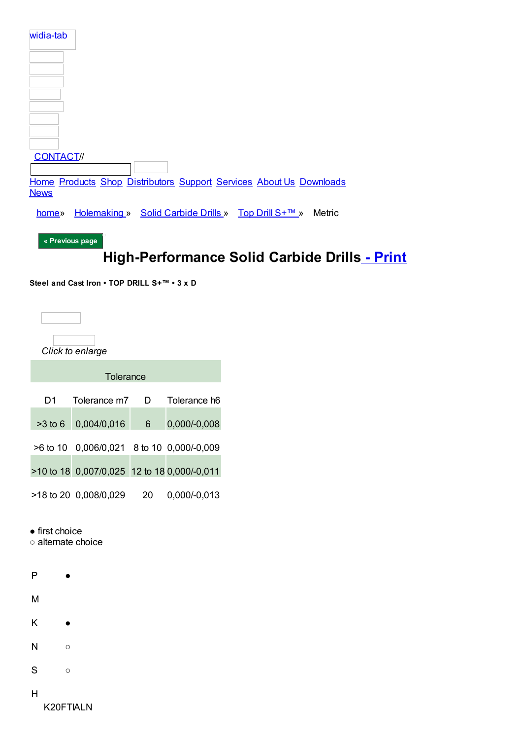widia-tab

CONTACT//

Home Products Shop Distributors Support Services About Us Downloads News

home» Holemaking » Solid Carbide Drills » Top Drill S+™ » Metric

« Previous page

# High-Performance Solid Carbide Drills - Print

**Steel and Cast Iron • TOP DRILL S+™ • 3 x D**

*Click to enlarge*

| Tolerance | | | |
|---|---|---|---|
| D1 | Tolerance m7 | D | Tolerance h6 |
| >3 to 6 | 0,004/0,016 | 6 | 0,000/-0,008 |
| >6 to 10 | 0,006/0,021 | 8 to 10 | 0,000/-0,009 |
| >10 to 18 | 0,007/0,025 | 12 to 18 | 0,000/-0,011 |
| >18 to 20 | 0,008/0,029 | 20 | 0,000/-0,013 |

● first choice
○ alternate choice

| | K20FTIALN |
|---|---|
| P | ● |
| M | |
| K | ● |
| N | ○ |
| S | ○ |
| H | |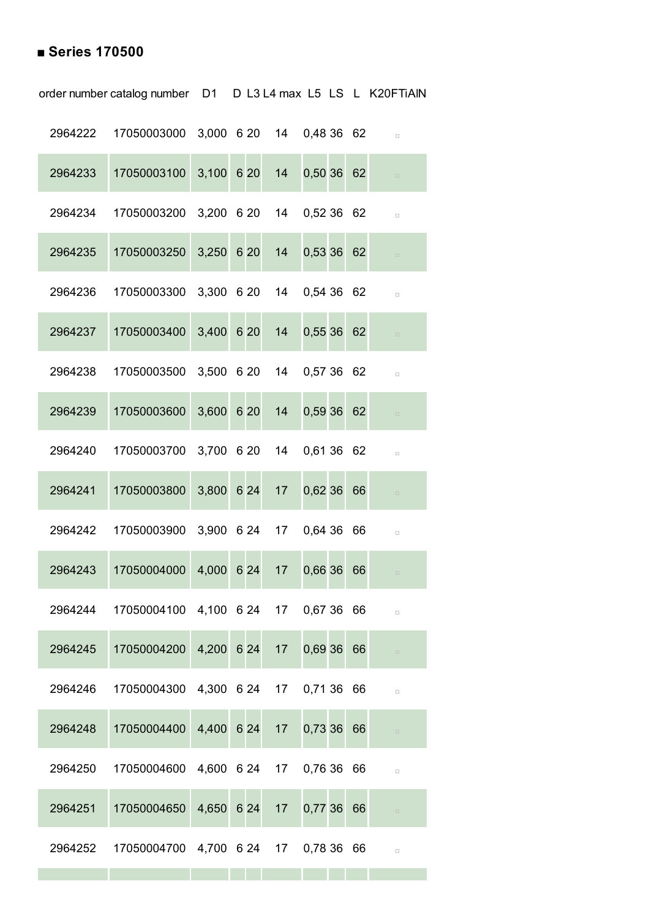## ■ Series 170500

| order number | catalog number | D1 | D | L3 | L4 max | L5 | LS | L | K20FTiAlN |
|---|---|---|---|---|---|---|---|---|---|
| 2964222 | 17050003000 | 3,000 | 6 | 20 | 14 | 0,48 | 36 | 62 | ▫ |
| 2964233 | 17050003100 | 3,100 | 6 | 20 | 14 | 0,50 | 36 | 62 | ▫ |
| 2964234 | 17050003200 | 3,200 | 6 | 20 | 14 | 0,52 | 36 | 62 | ▫ |
| 2964235 | 17050003250 | 3,250 | 6 | 20 | 14 | 0,53 | 36 | 62 | ▫ |
| 2964236 | 17050003300 | 3,300 | 6 | 20 | 14 | 0,54 | 36 | 62 | ▫ |
| 2964237 | 17050003400 | 3,400 | 6 | 20 | 14 | 0,55 | 36 | 62 | ▫ |
| 2964238 | 17050003500 | 3,500 | 6 | 20 | 14 | 0,57 | 36 | 62 | ▫ |
| 2964239 | 17050003600 | 3,600 | 6 | 20 | 14 | 0,59 | 36 | 62 | ▫ |
| 2964240 | 17050003700 | 3,700 | 6 | 20 | 14 | 0,61 | 36 | 62 | ▫ |
| 2964241 | 17050003800 | 3,800 | 6 | 24 | 17 | 0,62 | 36 | 66 | ▫ |
| 2964242 | 17050003900 | 3,900 | 6 | 24 | 17 | 0,64 | 36 | 66 | ▫ |
| 2964243 | 17050004000 | 4,000 | 6 | 24 | 17 | 0,66 | 36 | 66 | ▫ |
| 2964244 | 17050004100 | 4,100 | 6 | 24 | 17 | 0,67 | 36 | 66 | ▫ |
| 2964245 | 17050004200 | 4,200 | 6 | 24 | 17 | 0,69 | 36 | 66 | ▫ |
| 2964246 | 17050004300 | 4,300 | 6 | 24 | 17 | 0,71 | 36 | 66 | ▫ |
| 2964248 | 17050004400 | 4,400 | 6 | 24 | 17 | 0,73 | 36 | 66 | ▫ |
| 2964250 | 17050004600 | 4,600 | 6 | 24 | 17 | 0,76 | 36 | 66 | ▫ |
| 2964251 | 17050004650 | 4,650 | 6 | 24 | 17 | 0,77 | 36 | 66 | ▫ |
| 2964252 | 17050004700 | 4,700 | 6 | 24 | 17 | 0,78 | 36 | 66 | ▫ |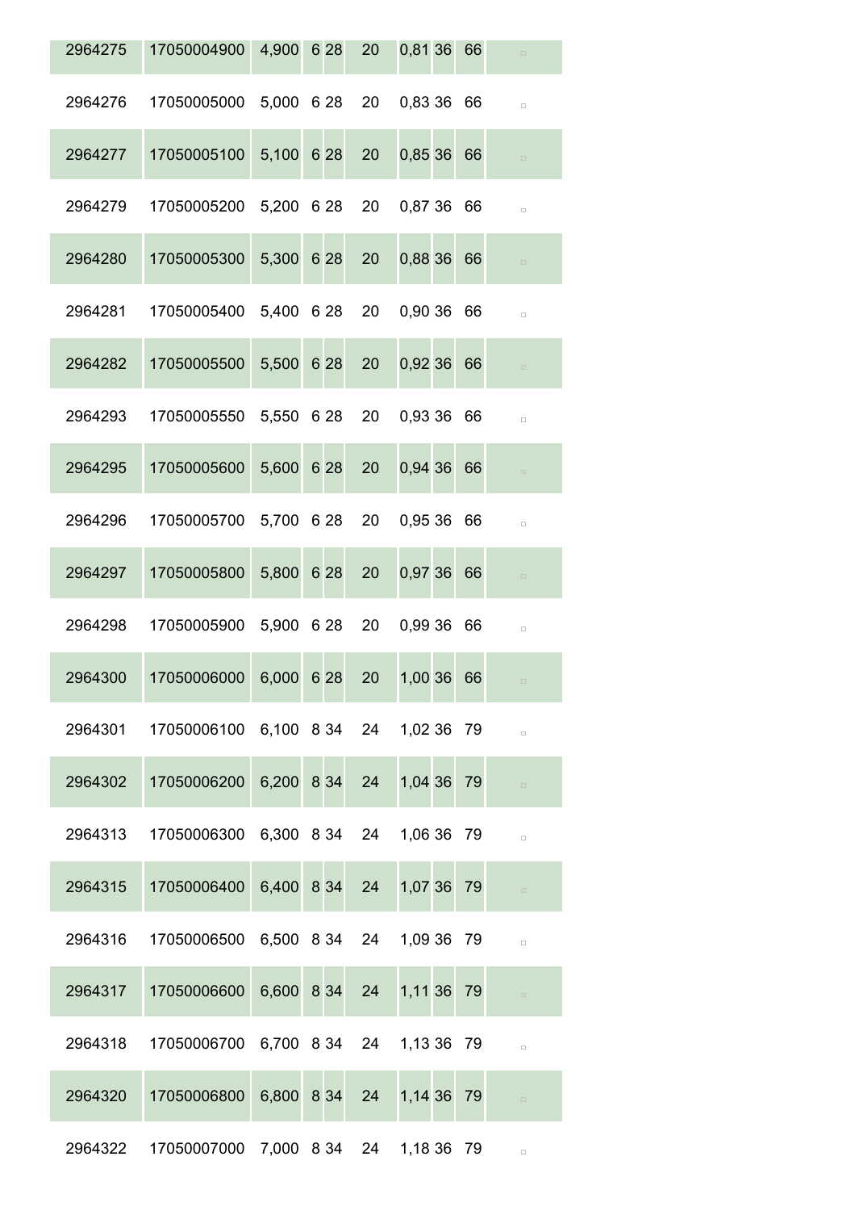| | | | | | | | | | |
|---|---|---|---|---|---|---|---|---|---|
| 2964275 | 17050004900 | 4,900 | 6 | 28 | 20 | 0,81 | 36 | 66 | ▫ |
| 2964276 | 17050005000 | 5,000 | 6 | 28 | 20 | 0,83 | 36 | 66 | ▫ |
| 2964277 | 17050005100 | 5,100 | 6 | 28 | 20 | 0,85 | 36 | 66 | ▫ |
| 2964279 | 17050005200 | 5,200 | 6 | 28 | 20 | 0,87 | 36 | 66 | ▫ |
| 2964280 | 17050005300 | 5,300 | 6 | 28 | 20 | 0,88 | 36 | 66 | ▫ |
| 2964281 | 17050005400 | 5,400 | 6 | 28 | 20 | 0,90 | 36 | 66 | ▫ |
| 2964282 | 17050005500 | 5,500 | 6 | 28 | 20 | 0,92 | 36 | 66 | ▫ |
| 2964293 | 17050005550 | 5,550 | 6 | 28 | 20 | 0,93 | 36 | 66 | ▫ |
| 2964295 | 17050005600 | 5,600 | 6 | 28 | 20 | 0,94 | 36 | 66 | ▫ |
| 2964296 | 17050005700 | 5,700 | 6 | 28 | 20 | 0,95 | 36 | 66 | ▫ |
| 2964297 | 17050005800 | 5,800 | 6 | 28 | 20 | 0,97 | 36 | 66 | ▫ |
| 2964298 | 17050005900 | 5,900 | 6 | 28 | 20 | 0,99 | 36 | 66 | ▫ |
| 2964300 | 17050006000 | 6,000 | 6 | 28 | 20 | 1,00 | 36 | 66 | ▫ |
| 2964301 | 17050006100 | 6,100 | 8 | 34 | 24 | 1,02 | 36 | 79 | ▫ |
| 2964302 | 17050006200 | 6,200 | 8 | 34 | 24 | 1,04 | 36 | 79 | ▫ |
| 2964313 | 17050006300 | 6,300 | 8 | 34 | 24 | 1,06 | 36 | 79 | ▫ |
| 2964315 | 17050006400 | 6,400 | 8 | 34 | 24 | 1,07 | 36 | 79 | ▫ |
| 2964316 | 17050006500 | 6,500 | 8 | 34 | 24 | 1,09 | 36 | 79 | ▫ |
| 2964317 | 17050006600 | 6,600 | 8 | 34 | 24 | 1,11 | 36 | 79 | ▫ |
| 2964318 | 17050006700 | 6,700 | 8 | 34 | 24 | 1,13 | 36 | 79 | ▫ |
| 2964320 | 17050006800 | 6,800 | 8 | 34 | 24 | 1,14 | 36 | 79 | ▫ |
| 2964322 | 17050007000 | 7,000 | 8 | 34 | 24 | 1,18 | 36 | 79 | ▫ |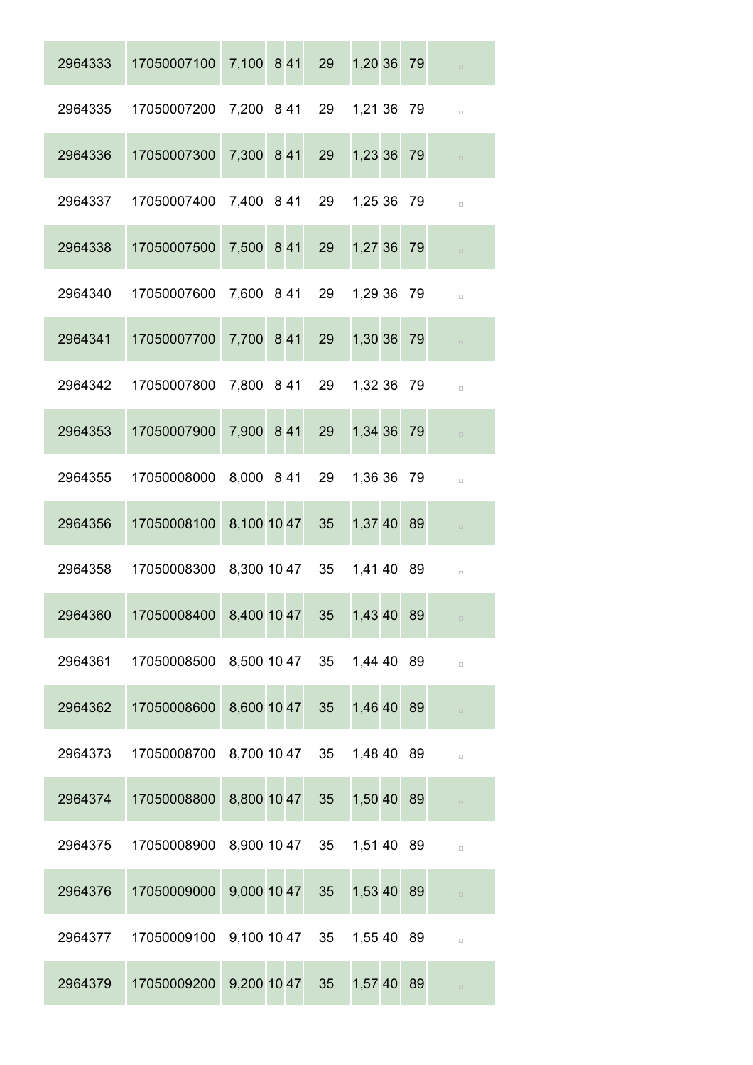| | | | | | | | | | |
|---|---|---|---|---|---|---|---|---|---|
| 2964333 | 17050007100 | 7,100 | 8 | 41 | 29 | 1,20 | 36 | 79 | □ |
| 2964335 | 17050007200 | 7,200 | 8 | 41 | 29 | 1,21 | 36 | 79 | □ |
| 2964336 | 17050007300 | 7,300 | 8 | 41 | 29 | 1,23 | 36 | 79 | □ |
| 2964337 | 17050007400 | 7,400 | 8 | 41 | 29 | 1,25 | 36 | 79 | □ |
| 2964338 | 17050007500 | 7,500 | 8 | 41 | 29 | 1,27 | 36 | 79 | □ |
| 2964340 | 17050007600 | 7,600 | 8 | 41 | 29 | 1,29 | 36 | 79 | □ |
| 2964341 | 17050007700 | 7,700 | 8 | 41 | 29 | 1,30 | 36 | 79 | □ |
| 2964342 | 17050007800 | 7,800 | 8 | 41 | 29 | 1,32 | 36 | 79 | □ |
| 2964353 | 17050007900 | 7,900 | 8 | 41 | 29 | 1,34 | 36 | 79 | □ |
| 2964355 | 17050008000 | 8,000 | 8 | 41 | 29 | 1,36 | 36 | 79 | □ |
| 2964356 | 17050008100 | 8,100 | 10 | 47 | 35 | 1,37 | 40 | 89 | □ |
| 2964358 | 17050008300 | 8,300 | 10 | 47 | 35 | 1,41 | 40 | 89 | □ |
| 2964360 | 17050008400 | 8,400 | 10 | 47 | 35 | 1,43 | 40 | 89 | □ |
| 2964361 | 17050008500 | 8,500 | 10 | 47 | 35 | 1,44 | 40 | 89 | □ |
| 2964362 | 17050008600 | 8,600 | 10 | 47 | 35 | 1,46 | 40 | 89 | □ |
| 2964373 | 17050008700 | 8,700 | 10 | 47 | 35 | 1,48 | 40 | 89 | □ |
| 2964374 | 17050008800 | 8,800 | 10 | 47 | 35 | 1,50 | 40 | 89 | □ |
| 2964375 | 17050008900 | 8,900 | 10 | 47 | 35 | 1,51 | 40 | 89 | □ |
| 2964376 | 17050009000 | 9,000 | 10 | 47 | 35 | 1,53 | 40 | 89 | □ |
| 2964377 | 17050009100 | 9,100 | 10 | 47 | 35 | 1,55 | 40 | 89 | □ |
| 2964379 | 17050009200 | 9,200 | 10 | 47 | 35 | 1,57 | 40 | 89 | □ |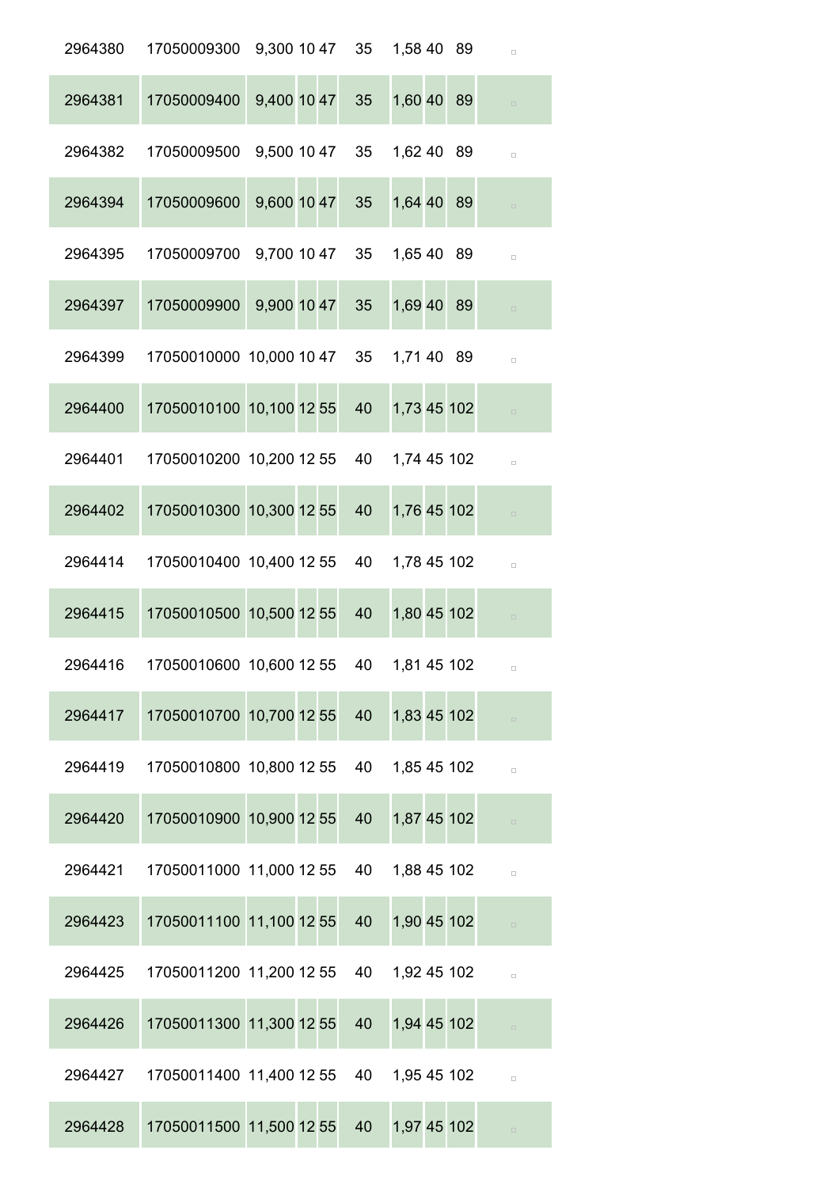| | | | | | | | | | |
|---|---|---|---|---|---|---|---|---|---|
| 2964380 | 17050009300 | 9,300 | 10 | 47 | 35 | 1,58 | 40 | 89 | ▫ |
| 2964381 | 17050009400 | 9,400 | 10 | 47 | 35 | 1,60 | 40 | 89 | ▫ |
| 2964382 | 17050009500 | 9,500 | 10 | 47 | 35 | 1,62 | 40 | 89 | ▫ |
| 2964394 | 17050009600 | 9,600 | 10 | 47 | 35 | 1,64 | 40 | 89 | ▫ |
| 2964395 | 17050009700 | 9,700 | 10 | 47 | 35 | 1,65 | 40 | 89 | ▫ |
| 2964397 | 17050009900 | 9,900 | 10 | 47 | 35 | 1,69 | 40 | 89 | ▫ |
| 2964399 | 17050010000 | 10,000 | 10 | 47 | 35 | 1,71 | 40 | 89 | ▫ |
| 2964400 | 17050010100 | 10,100 | 12 | 55 | 40 | 1,73 | 45 | 102 | ▫ |
| 2964401 | 17050010200 | 10,200 | 12 | 55 | 40 | 1,74 | 45 | 102 | ▫ |
| 2964402 | 17050010300 | 10,300 | 12 | 55 | 40 | 1,76 | 45 | 102 | ▫ |
| 2964414 | 17050010400 | 10,400 | 12 | 55 | 40 | 1,78 | 45 | 102 | ▫ |
| 2964415 | 17050010500 | 10,500 | 12 | 55 | 40 | 1,80 | 45 | 102 | ▫ |
| 2964416 | 17050010600 | 10,600 | 12 | 55 | 40 | 1,81 | 45 | 102 | ▫ |
| 2964417 | 17050010700 | 10,700 | 12 | 55 | 40 | 1,83 | 45 | 102 | ▫ |
| 2964419 | 17050010800 | 10,800 | 12 | 55 | 40 | 1,85 | 45 | 102 | ▫ |
| 2964420 | 17050010900 | 10,900 | 12 | 55 | 40 | 1,87 | 45 | 102 | ▫ |
| 2964421 | 17050011000 | 11,000 | 12 | 55 | 40 | 1,88 | 45 | 102 | ▫ |
| 2964423 | 17050011100 | 11,100 | 12 | 55 | 40 | 1,90 | 45 | 102 | ▫ |
| 2964425 | 17050011200 | 11,200 | 12 | 55 | 40 | 1,92 | 45 | 102 | ▫ |
| 2964426 | 17050011300 | 11,300 | 12 | 55 | 40 | 1,94 | 45 | 102 | ▫ |
| 2964427 | 17050011400 | 11,400 | 12 | 55 | 40 | 1,95 | 45 | 102 | ▫ |
| 2964428 | 17050011500 | 11,500 | 12 | 55 | 40 | 1,97 | 45 | 102 | ▫ |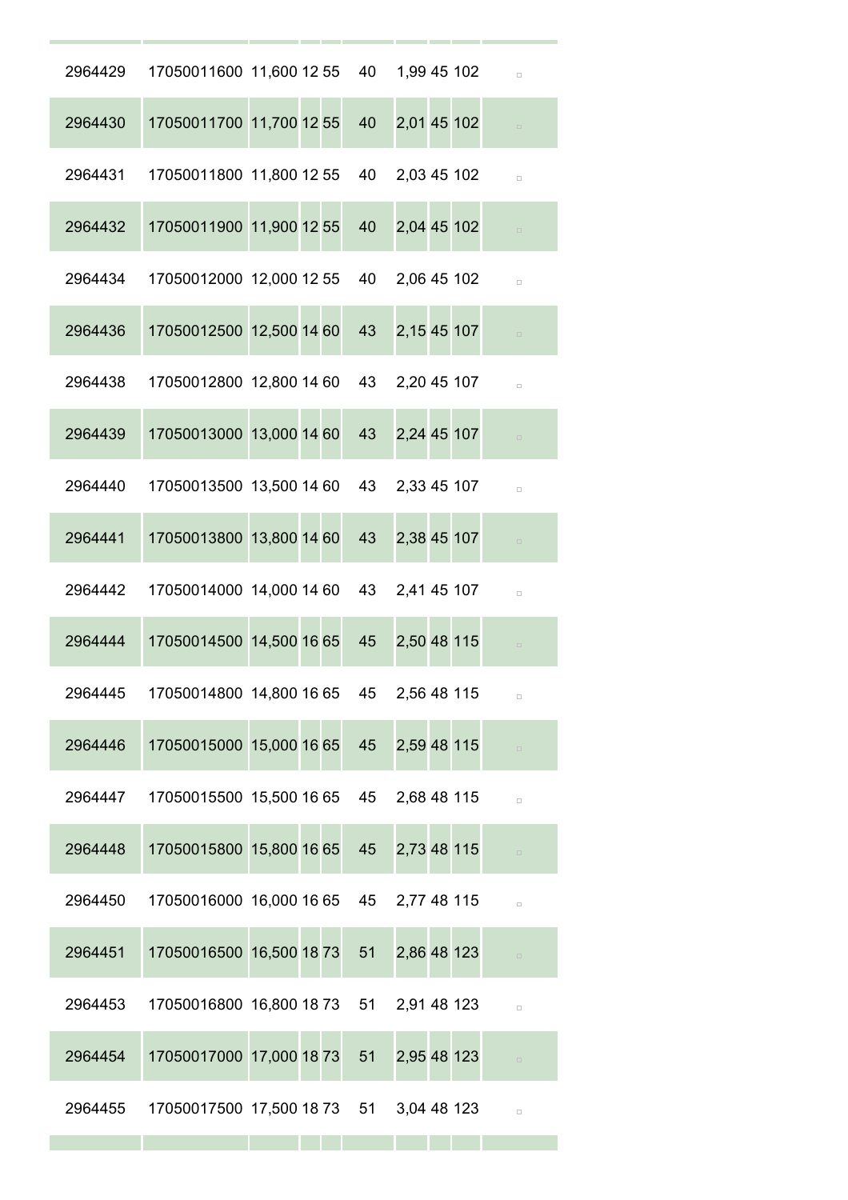| | | | | | | | | | |
|---|---|---|---|---|---|---|---|---|---|
| 2964429 | 17050011600 | 11,600 | 12 | 55 | 40 | 1,99 | 45 | 102 | □ |
| 2964430 | 17050011700 | 11,700 | 12 | 55 | 40 | 2,01 | 45 | 102 | □ |
| 2964431 | 17050011800 | 11,800 | 12 | 55 | 40 | 2,03 | 45 | 102 | □ |
| 2964432 | 17050011900 | 11,900 | 12 | 55 | 40 | 2,04 | 45 | 102 | □ |
| 2964434 | 17050012000 | 12,000 | 12 | 55 | 40 | 2,06 | 45 | 102 | □ |
| 2964436 | 17050012500 | 12,500 | 14 | 60 | 43 | 2,15 | 45 | 107 | □ |
| 2964438 | 17050012800 | 12,800 | 14 | 60 | 43 | 2,20 | 45 | 107 | □ |
| 2964439 | 17050013000 | 13,000 | 14 | 60 | 43 | 2,24 | 45 | 107 | □ |
| 2964440 | 17050013500 | 13,500 | 14 | 60 | 43 | 2,33 | 45 | 107 | □ |
| 2964441 | 17050013800 | 13,800 | 14 | 60 | 43 | 2,38 | 45 | 107 | □ |
| 2964442 | 17050014000 | 14,000 | 14 | 60 | 43 | 2,41 | 45 | 107 | □ |
| 2964444 | 17050014500 | 14,500 | 16 | 65 | 45 | 2,50 | 48 | 115 | □ |
| 2964445 | 17050014800 | 14,800 | 16 | 65 | 45 | 2,56 | 48 | 115 | □ |
| 2964446 | 17050015000 | 15,000 | 16 | 65 | 45 | 2,59 | 48 | 115 | □ |
| 2964447 | 17050015500 | 15,500 | 16 | 65 | 45 | 2,68 | 48 | 115 | □ |
| 2964448 | 17050015800 | 15,800 | 16 | 65 | 45 | 2,73 | 48 | 115 | □ |
| 2964450 | 17050016000 | 16,000 | 16 | 65 | 45 | 2,77 | 48 | 115 | □ |
| 2964451 | 17050016500 | 16,500 | 18 | 73 | 51 | 2,86 | 48 | 123 | □ |
| 2964453 | 17050016800 | 16,800 | 18 | 73 | 51 | 2,91 | 48 | 123 | □ |
| 2964454 | 17050017000 | 17,000 | 18 | 73 | 51 | 2,95 | 48 | 123 | □ |
| 2964455 | 17050017500 | 17,500 | 18 | 73 | 51 | 3,04 | 48 | 123 | □ |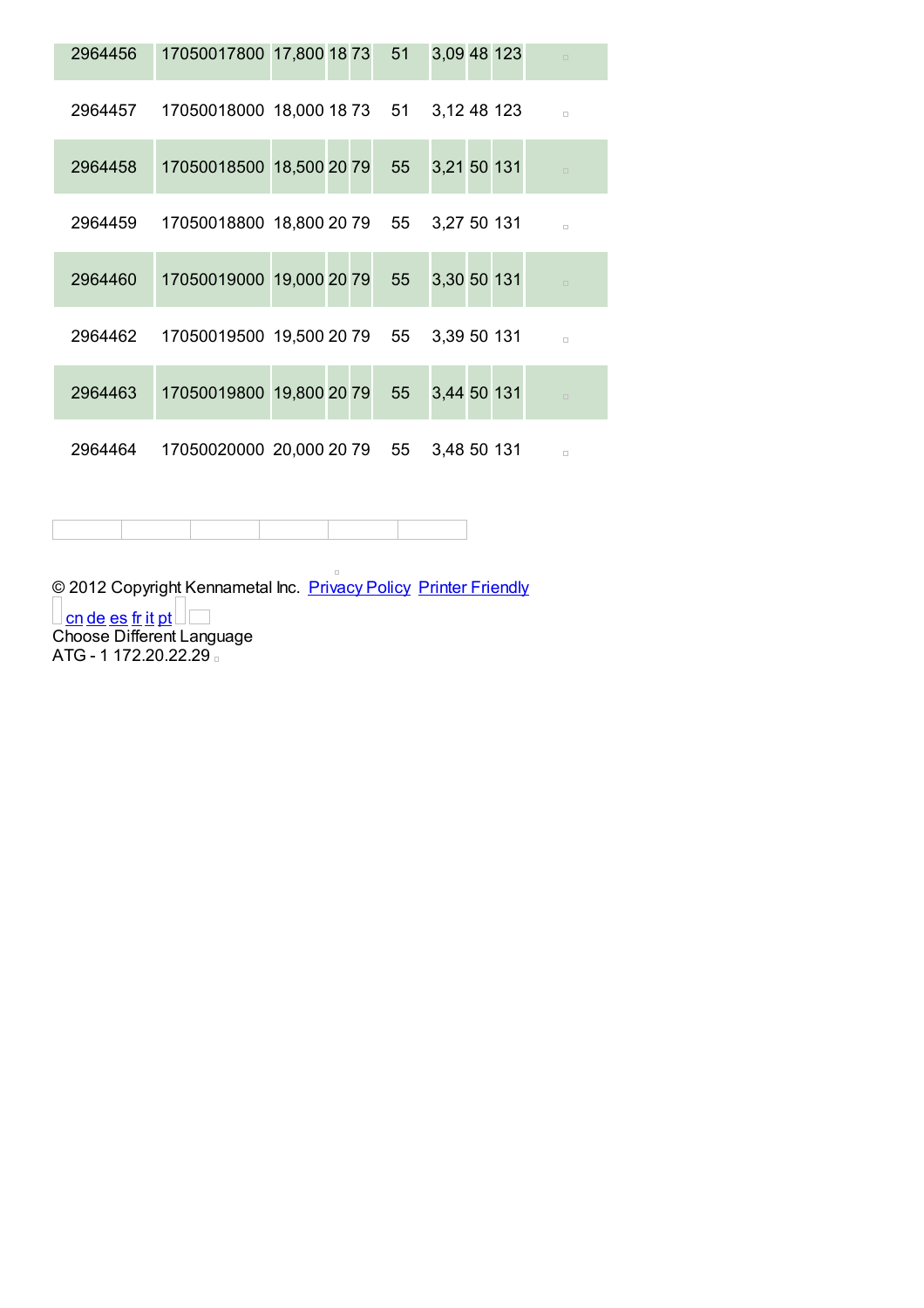| | | | | | | | | | |
|---|---|---|---|---|---|---|---|---|---|
| 2964456 | 17050017800 | 17,800 | 18 | 73 | 51 | 3,09 | 48 | 123 | |
| 2964457 | 17050018000 | 18,000 | 18 | 73 | 51 | 3,12 | 48 | 123 | |
| 2964458 | 17050018500 | 18,500 | 20 | 79 | 55 | 3,21 | 50 | 131 | |
| 2964459 | 17050018800 | 18,800 | 20 | 79 | 55 | 3,27 | 50 | 131 | |
| 2964460 | 17050019000 | 19,000 | 20 | 79 | 55 | 3,30 | 50 | 131 | |
| 2964462 | 17050019500 | 19,500 | 20 | 79 | 55 | 3,39 | 50 | 131 | |
| 2964463 | 17050019800 | 19,800 | 20 | 79 | 55 | 3,44 | 50 | 131 | |
| 2964464 | 17050020000 | 20,000 | 20 | 79 | 55 | 3,48 | 50 | 131 | |

© 2012 Copyright Kennametal Inc. Privacy Policy Printer Friendly

cn de es fr it pt

Choose Different Language

ATG - 1 172.20.22.29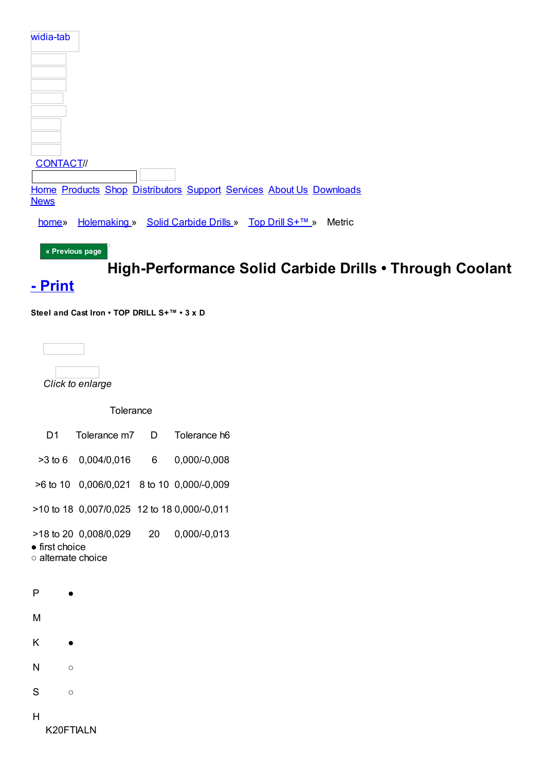widia-tab

CONTACT//

Home Products Shop Distributors Support Services About Us Downloads News

home» Holemaking » Solid Carbide Drills » Top Drill S+™ » Metric

« Previous page

# High-Performance Solid Carbide Drills • Through Coolant - Print

**Steel and Cast Iron • TOP DRILL S+™ • 3 x D**

*Click to enlarge*

Tolerance

| D1 | Tolerance m7 | D | Tolerance h6 |
|---|---|---|---|
| >3 to 6 | 0,004/0,016 | 6 | 0,000/-0,008 |
| >6 to 10 | 0,006/0,021 | 8 to 10 | 0,000/-0,009 |
| >10 to 18 | 0,007/0,025 | 12 to 18 | 0,000/-0,011 |
| >18 to 20 | 0,008/0,029 | 20 | 0,000/-0,013 |

● first choice
○ alternate choice

| | K20FTIALN |
|---|---|
| P | ● |
| M | |
| K | ● |
| N | ○ |
| S | ○ |
| H | |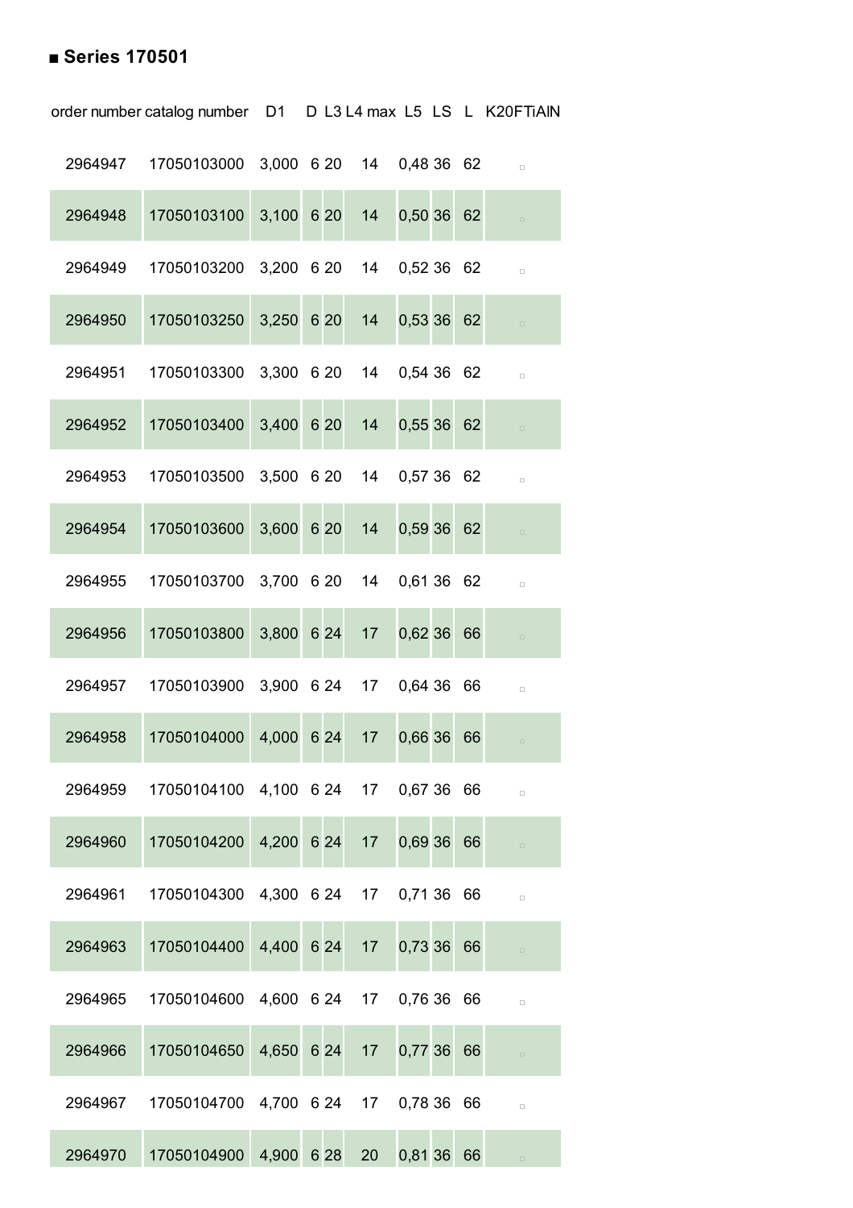## ■ Series 170501

| order number | catalog number | D1 | D | L3 | L4 max | L5 | LS | L | K20FTiAlN |
|---|---|---|---|---|---|---|---|---|---|
| 2964947 | 17050103000 | 3,000 | 6 | 20 | 14 | 0,48 | 36 | 62 | ▫ |
| 2964948 | 17050103100 | 3,100 | 6 | 20 | 14 | 0,50 | 36 | 62 | ▫ |
| 2964949 | 17050103200 | 3,200 | 6 | 20 | 14 | 0,52 | 36 | 62 | ▫ |
| 2964950 | 17050103250 | 3,250 | 6 | 20 | 14 | 0,53 | 36 | 62 | ▫ |
| 2964951 | 17050103300 | 3,300 | 6 | 20 | 14 | 0,54 | 36 | 62 | ▫ |
| 2964952 | 17050103400 | 3,400 | 6 | 20 | 14 | 0,55 | 36 | 62 | ▫ |
| 2964953 | 17050103500 | 3,500 | 6 | 20 | 14 | 0,57 | 36 | 62 | ▫ |
| 2964954 | 17050103600 | 3,600 | 6 | 20 | 14 | 0,59 | 36 | 62 | ▫ |
| 2964955 | 17050103700 | 3,700 | 6 | 20 | 14 | 0,61 | 36 | 62 | ▫ |
| 2964956 | 17050103800 | 3,800 | 6 | 24 | 17 | 0,62 | 36 | 66 | ▫ |
| 2964957 | 17050103900 | 3,900 | 6 | 24 | 17 | 0,64 | 36 | 66 | ▫ |
| 2964958 | 17050104000 | 4,000 | 6 | 24 | 17 | 0,66 | 36 | 66 | ▫ |
| 2964959 | 17050104100 | 4,100 | 6 | 24 | 17 | 0,67 | 36 | 66 | ▫ |
| 2964960 | 17050104200 | 4,200 | 6 | 24 | 17 | 0,69 | 36 | 66 | ▫ |
| 2964961 | 17050104300 | 4,300 | 6 | 24 | 17 | 0,71 | 36 | 66 | ▫ |
| 2964963 | 17050104400 | 4,400 | 6 | 24 | 17 | 0,73 | 36 | 66 | ▫ |
| 2964965 | 17050104600 | 4,600 | 6 | 24 | 17 | 0,76 | 36 | 66 | ▫ |
| 2964966 | 17050104650 | 4,650 | 6 | 24 | 17 | 0,77 | 36 | 66 | ▫ |
| 2964967 | 17050104700 | 4,700 | 6 | 24 | 17 | 0,78 | 36 | 66 | ▫ |
| 2964970 | 17050104900 | 4,900 | 6 | 28 | 20 | 0,81 | 36 | 66 | ▫ |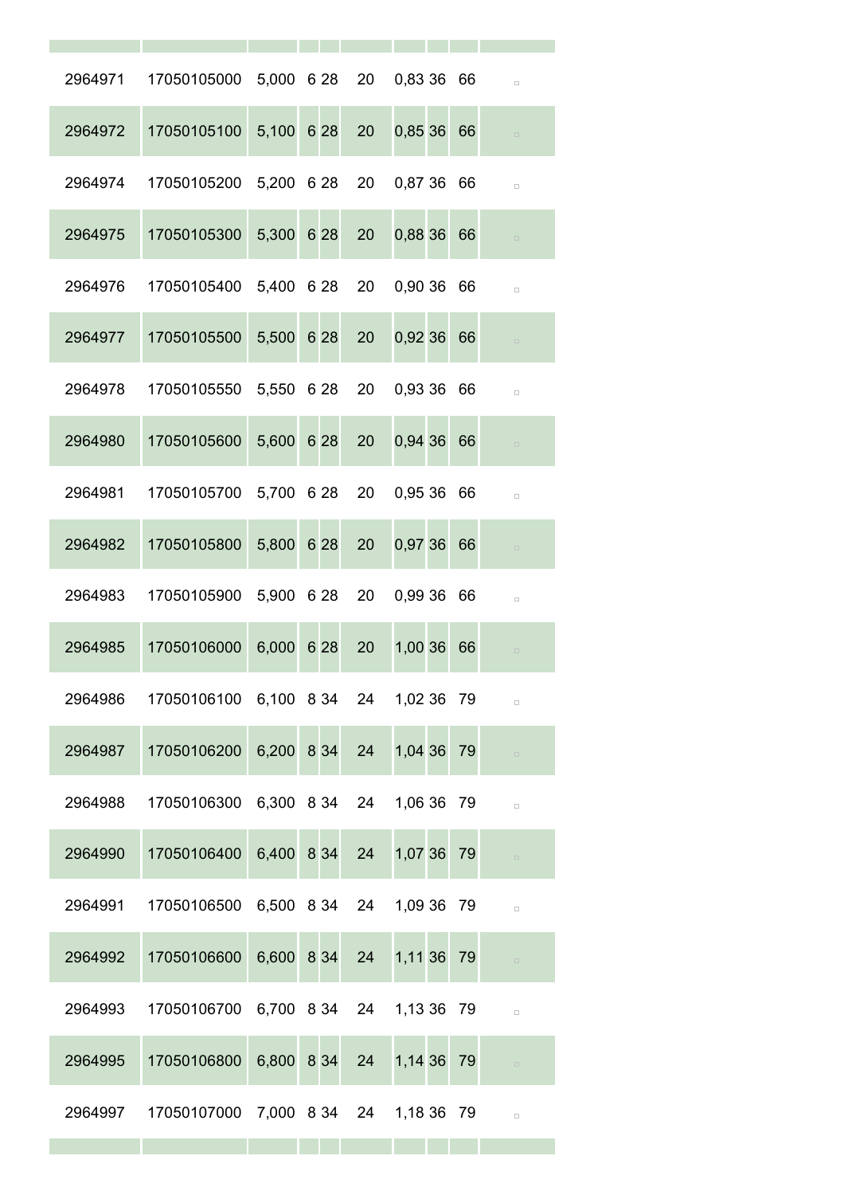| | | | | | | | | | |
|---|---|---|---|---|---|---|---|---|---|
| 2964971 | 17050105000 | 5,000 | 6 | 28 | 20 | 0,83 | 36 | 66 | □ |
| 2964972 | 17050105100 | 5,100 | 6 | 28 | 20 | 0,85 | 36 | 66 | □ |
| 2964974 | 17050105200 | 5,200 | 6 | 28 | 20 | 0,87 | 36 | 66 | □ |
| 2964975 | 17050105300 | 5,300 | 6 | 28 | 20 | 0,88 | 36 | 66 | □ |
| 2964976 | 17050105400 | 5,400 | 6 | 28 | 20 | 0,90 | 36 | 66 | □ |
| 2964977 | 17050105500 | 5,500 | 6 | 28 | 20 | 0,92 | 36 | 66 | □ |
| 2964978 | 17050105550 | 5,550 | 6 | 28 | 20 | 0,93 | 36 | 66 | □ |
| 2964980 | 17050105600 | 5,600 | 6 | 28 | 20 | 0,94 | 36 | 66 | □ |
| 2964981 | 17050105700 | 5,700 | 6 | 28 | 20 | 0,95 | 36 | 66 | □ |
| 2964982 | 17050105800 | 5,800 | 6 | 28 | 20 | 0,97 | 36 | 66 | □ |
| 2964983 | 17050105900 | 5,900 | 6 | 28 | 20 | 0,99 | 36 | 66 | □ |
| 2964985 | 17050106000 | 6,000 | 6 | 28 | 20 | 1,00 | 36 | 66 | □ |
| 2964986 | 17050106100 | 6,100 | 8 | 34 | 24 | 1,02 | 36 | 79 | □ |
| 2964987 | 17050106200 | 6,200 | 8 | 34 | 24 | 1,04 | 36 | 79 | □ |
| 2964988 | 17050106300 | 6,300 | 8 | 34 | 24 | 1,06 | 36 | 79 | □ |
| 2964990 | 17050106400 | 6,400 | 8 | 34 | 24 | 1,07 | 36 | 79 | □ |
| 2964991 | 17050106500 | 6,500 | 8 | 34 | 24 | 1,09 | 36 | 79 | □ |
| 2964992 | 17050106600 | 6,600 | 8 | 34 | 24 | 1,11 | 36 | 79 | □ |
| 2964993 | 17050106700 | 6,700 | 8 | 34 | 24 | 1,13 | 36 | 79 | □ |
| 2964995 | 17050106800 | 6,800 | 8 | 34 | 24 | 1,14 | 36 | 79 | □ |
| 2964997 | 17050107000 | 7,000 | 8 | 34 | 24 | 1,18 | 36 | 79 | □ |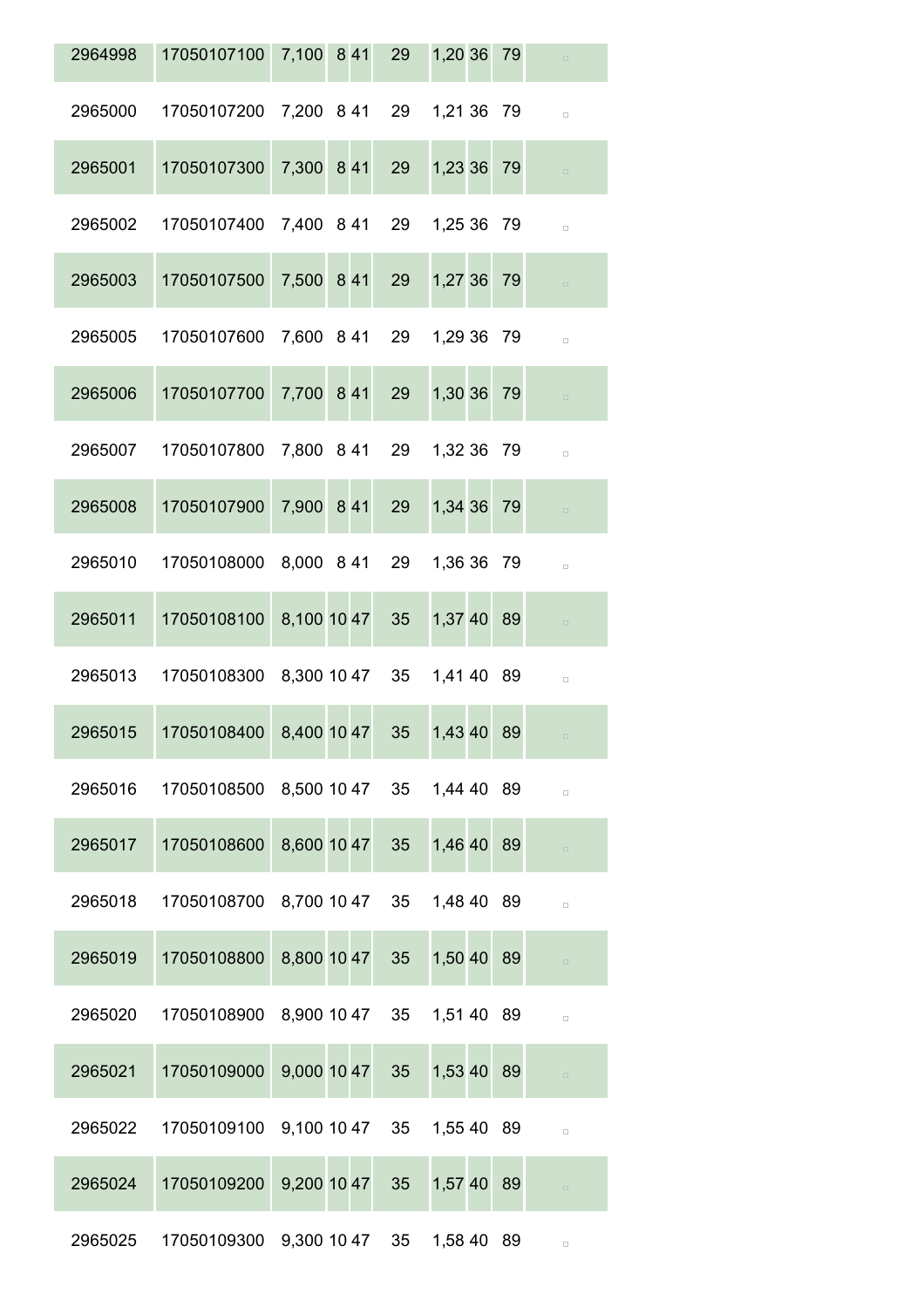| | | | | | | | | | |
|---|---|---|---|---|---|---|---|---|---|
| 2964998 | 17050107100 | 7,100 | 8 | 41 | 29 | 1,20 | 36 | 79 | □ |
| 2965000 | 17050107200 | 7,200 | 8 | 41 | 29 | 1,21 | 36 | 79 | □ |
| 2965001 | 17050107300 | 7,300 | 8 | 41 | 29 | 1,23 | 36 | 79 | □ |
| 2965002 | 17050107400 | 7,400 | 8 | 41 | 29 | 1,25 | 36 | 79 | □ |
| 2965003 | 17050107500 | 7,500 | 8 | 41 | 29 | 1,27 | 36 | 79 | □ |
| 2965005 | 17050107600 | 7,600 | 8 | 41 | 29 | 1,29 | 36 | 79 | □ |
| 2965006 | 17050107700 | 7,700 | 8 | 41 | 29 | 1,30 | 36 | 79 | □ |
| 2965007 | 17050107800 | 7,800 | 8 | 41 | 29 | 1,32 | 36 | 79 | □ |
| 2965008 | 17050107900 | 7,900 | 8 | 41 | 29 | 1,34 | 36 | 79 | □ |
| 2965010 | 17050108000 | 8,000 | 8 | 41 | 29 | 1,36 | 36 | 79 | □ |
| 2965011 | 17050108100 | 8,100 | 10 | 47 | 35 | 1,37 | 40 | 89 | □ |
| 2965013 | 17050108300 | 8,300 | 10 | 47 | 35 | 1,41 | 40 | 89 | □ |
| 2965015 | 17050108400 | 8,400 | 10 | 47 | 35 | 1,43 | 40 | 89 | □ |
| 2965016 | 17050108500 | 8,500 | 10 | 47 | 35 | 1,44 | 40 | 89 | □ |
| 2965017 | 17050108600 | 8,600 | 10 | 47 | 35 | 1,46 | 40 | 89 | □ |
| 2965018 | 17050108700 | 8,700 | 10 | 47 | 35 | 1,48 | 40 | 89 | □ |
| 2965019 | 17050108800 | 8,800 | 10 | 47 | 35 | 1,50 | 40 | 89 | □ |
| 2965020 | 17050108900 | 8,900 | 10 | 47 | 35 | 1,51 | 40 | 89 | □ |
| 2965021 | 17050109000 | 9,000 | 10 | 47 | 35 | 1,53 | 40 | 89 | □ |
| 2965022 | 17050109100 | 9,100 | 10 | 47 | 35 | 1,55 | 40 | 89 | □ |
| 2965024 | 17050109200 | 9,200 | 10 | 47 | 35 | 1,57 | 40 | 89 | □ |
| 2965025 | 17050109300 | 9,300 | 10 | 47 | 35 | 1,58 | 40 | 89 | □ |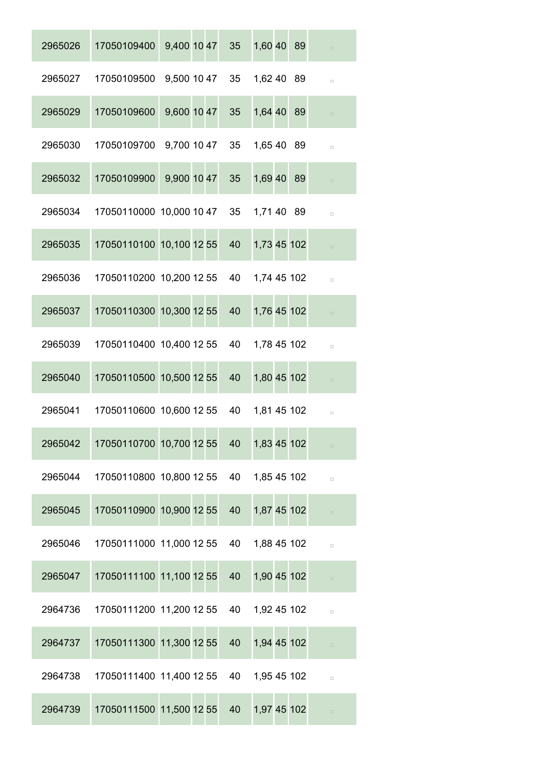| | | | | | | | | | |
|---|---|---|---|---|---|---|---|---|---|
| 2965026 | 17050109400 | 9,400 | 10 | 47 | 35 | 1,60 | 40 | 89 | ▫ |
| 2965027 | 17050109500 | 9,500 | 10 | 47 | 35 | 1,62 | 40 | 89 | ▫ |
| 2965029 | 17050109600 | 9,600 | 10 | 47 | 35 | 1,64 | 40 | 89 | ▫ |
| 2965030 | 17050109700 | 9,700 | 10 | 47 | 35 | 1,65 | 40 | 89 | ▫ |
| 2965032 | 17050109900 | 9,900 | 10 | 47 | 35 | 1,69 | 40 | 89 | ▫ |
| 2965034 | 17050110000 | 10,000 | 10 | 47 | 35 | 1,71 | 40 | 89 | ▫ |
| 2965035 | 17050110100 | 10,100 | 12 | 55 | 40 | 1,73 | 45 | 102 | ▫ |
| 2965036 | 17050110200 | 10,200 | 12 | 55 | 40 | 1,74 | 45 | 102 | ▫ |
| 2965037 | 17050110300 | 10,300 | 12 | 55 | 40 | 1,76 | 45 | 102 | ▫ |
| 2965039 | 17050110400 | 10,400 | 12 | 55 | 40 | 1,78 | 45 | 102 | ▫ |
| 2965040 | 17050110500 | 10,500 | 12 | 55 | 40 | 1,80 | 45 | 102 | ▫ |
| 2965041 | 17050110600 | 10,600 | 12 | 55 | 40 | 1,81 | 45 | 102 | ▫ |
| 2965042 | 17050110700 | 10,700 | 12 | 55 | 40 | 1,83 | 45 | 102 | ▫ |
| 2965044 | 17050110800 | 10,800 | 12 | 55 | 40 | 1,85 | 45 | 102 | ▫ |
| 2965045 | 17050110900 | 10,900 | 12 | 55 | 40 | 1,87 | 45 | 102 | ▫ |
| 2965046 | 17050111000 | 11,000 | 12 | 55 | 40 | 1,88 | 45 | 102 | ▫ |
| 2965047 | 17050111100 | 11,100 | 12 | 55 | 40 | 1,90 | 45 | 102 | ▫ |
| 2964736 | 17050111200 | 11,200 | 12 | 55 | 40 | 1,92 | 45 | 102 | ▫ |
| 2964737 | 17050111300 | 11,300 | 12 | 55 | 40 | 1,94 | 45 | 102 | ▫ |
| 2964738 | 17050111400 | 11,400 | 12 | 55 | 40 | 1,95 | 45 | 102 | ▫ |
| 2964739 | 17050111500 | 11,500 | 12 | 55 | 40 | 1,97 | 45 | 102 | ▫ |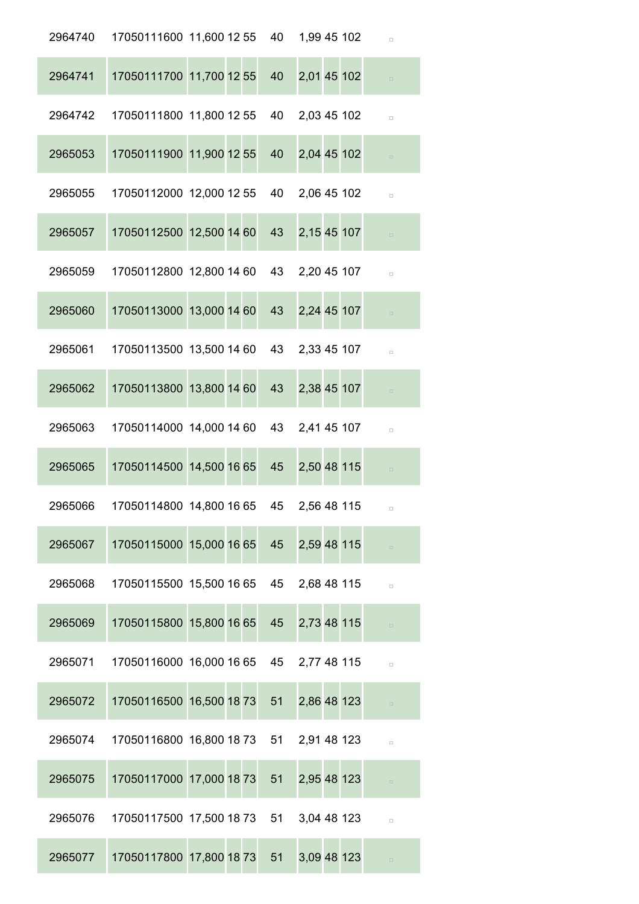| | | | | | | | | | |
|---|---|---|---|---|---|---|---|---|---|
| 2964740 | 17050111600 | 11,600 | 12 | 55 | 40 | 1,99 | 45 | 102 | ▫ |
| 2964741 | 17050111700 | 11,700 | 12 | 55 | 40 | 2,01 | 45 | 102 | ▫ |
| 2964742 | 17050111800 | 11,800 | 12 | 55 | 40 | 2,03 | 45 | 102 | ▫ |
| 2965053 | 17050111900 | 11,900 | 12 | 55 | 40 | 2,04 | 45 | 102 | ▫ |
| 2965055 | 17050112000 | 12,000 | 12 | 55 | 40 | 2,06 | 45 | 102 | ▫ |
| 2965057 | 17050112500 | 12,500 | 14 | 60 | 43 | 2,15 | 45 | 107 | ▫ |
| 2965059 | 17050112800 | 12,800 | 14 | 60 | 43 | 2,20 | 45 | 107 | ▫ |
| 2965060 | 17050113000 | 13,000 | 14 | 60 | 43 | 2,24 | 45 | 107 | ▫ |
| 2965061 | 17050113500 | 13,500 | 14 | 60 | 43 | 2,33 | 45 | 107 | ▫ |
| 2965062 | 17050113800 | 13,800 | 14 | 60 | 43 | 2,38 | 45 | 107 | ▫ |
| 2965063 | 17050114000 | 14,000 | 14 | 60 | 43 | 2,41 | 45 | 107 | ▫ |
| 2965065 | 17050114500 | 14,500 | 16 | 65 | 45 | 2,50 | 48 | 115 | ▫ |
| 2965066 | 17050114800 | 14,800 | 16 | 65 | 45 | 2,56 | 48 | 115 | ▫ |
| 2965067 | 17050115000 | 15,000 | 16 | 65 | 45 | 2,59 | 48 | 115 | ▫ |
| 2965068 | 17050115500 | 15,500 | 16 | 65 | 45 | 2,68 | 48 | 115 | ▫ |
| 2965069 | 17050115800 | 15,800 | 16 | 65 | 45 | 2,73 | 48 | 115 | ▫ |
| 2965071 | 17050116000 | 16,000 | 16 | 65 | 45 | 2,77 | 48 | 115 | ▫ |
| 2965072 | 17050116500 | 16,500 | 18 | 73 | 51 | 2,86 | 48 | 123 | ▫ |
| 2965074 | 17050116800 | 16,800 | 18 | 73 | 51 | 2,91 | 48 | 123 | ▫ |
| 2965075 | 17050117000 | 17,000 | 18 | 73 | 51 | 2,95 | 48 | 123 | ▫ |
| 2965076 | 17050117500 | 17,500 | 18 | 73 | 51 | 3,04 | 48 | 123 | ▫ |
| 2965077 | 17050117800 | 17,800 | 18 | 73 | 51 | 3,09 | 48 | 123 | ▫ |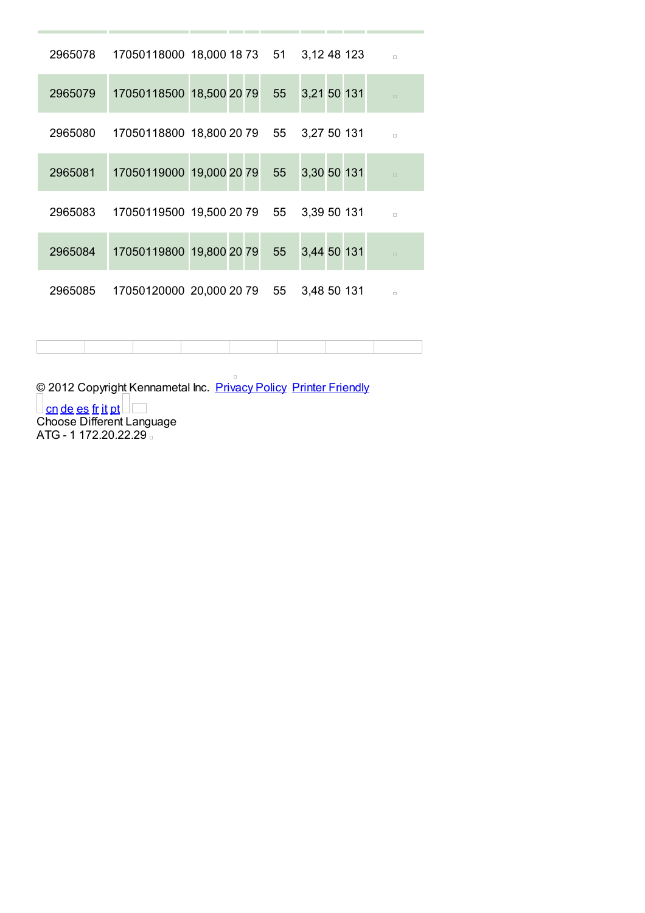| | | | | | | | | | |
|---|---|---|---|---|---|---|---|---|---|
| 2965078 | 17050118000 | 18,000 | 18 | 73 | 51 | 3,12 | 48 | 123 | |
| 2965079 | 17050118500 | 18,500 | 20 | 79 | 55 | 3,21 | 50 | 131 | |
| 2965080 | 17050118800 | 18,800 | 20 | 79 | 55 | 3,27 | 50 | 131 | |
| 2965081 | 17050119000 | 19,000 | 20 | 79 | 55 | 3,30 | 50 | 131 | |
| 2965083 | 17050119500 | 19,500 | 20 | 79 | 55 | 3,39 | 50 | 131 | |
| 2965084 | 17050119800 | 19,800 | 20 | 79 | 55 | 3,44 | 50 | 131 | |
| 2965085 | 17050120000 | 20,000 | 20 | 79 | 55 | 3,48 | 50 | 131 | |

© 2012 Copyright Kennametal Inc. Privacy Policy Printer Friendly

cn de es fr it pt

Choose Different Language

ATG - 1 172.20.22.29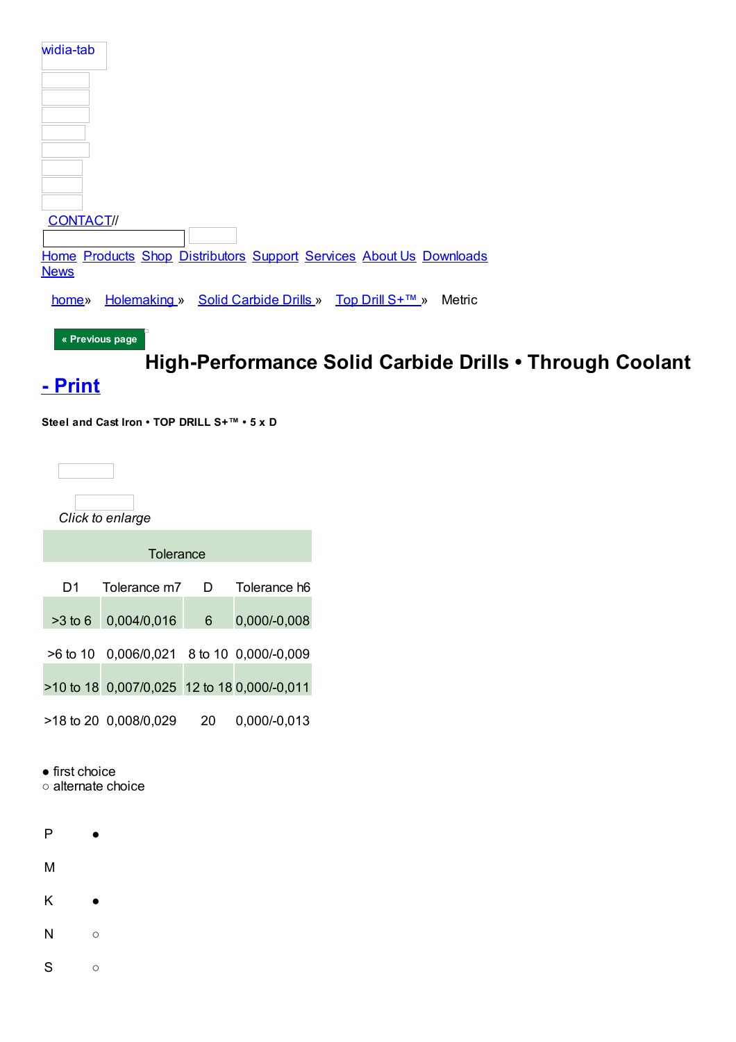widia-tab

CONTACT//

Home Products Shop Distributors Support Services About Us Downloads News

home» Holemaking » Solid Carbide Drills » Top Drill S+™ » Metric

« Previous page

# High-Performance Solid Carbide Drills • Through Coolant - Print

**Steel and Cast Iron • TOP DRILL S+™ • 5 x D**

*Click to enlarge*

| Tolerance | | | |
|---|---|---|---|
| D1 | Tolerance m7 | D | Tolerance h6 |
| >3 to 6 | 0,004/0,016 | 6 | 0,000/-0,008 |
| >6 to 10 | 0,006/0,021 | 8 to 10 | 0,000/-0,009 |
| >10 to 18 | 0,007/0,025 | 12 to 18 | 0,000/-0,011 |
| >18 to 20 | 0,008/0,029 | 20 | 0,000/-0,013 |

● first choice
○ alternate choice

| | |
|---|---|
| P | ● |
| M | |
| K | ● |
| N | ○ |
| S | ○ |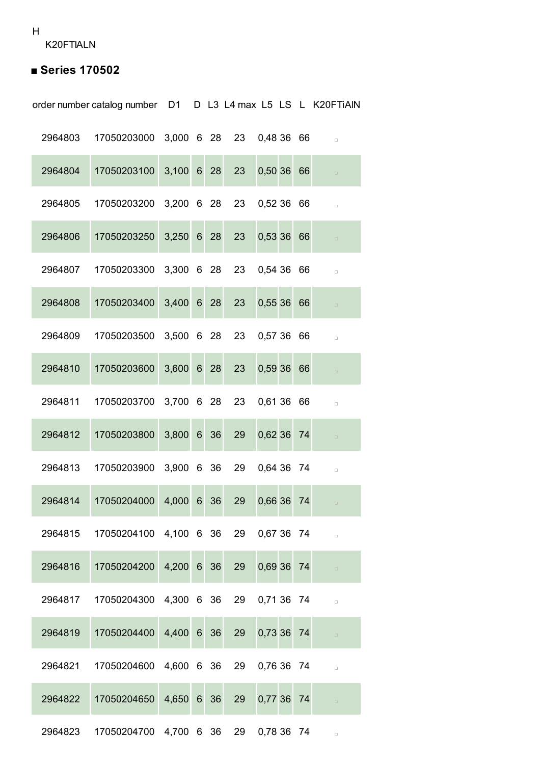H
K20FTIALN

## ■ Series 170502

| order number | catalog number | D1 | D | L3 | L4 max | L5 | LS | L | K20FTiAlN |
|---|---|---|---|---|---|---|---|---|---|
| 2964803 | 17050203000 | 3,000 | 6 | 28 | 23 | 0,48 | 36 | 66 | ▫ |
| 2964804 | 17050203100 | 3,100 | 6 | 28 | 23 | 0,50 | 36 | 66 | ▫ |
| 2964805 | 17050203200 | 3,200 | 6 | 28 | 23 | 0,52 | 36 | 66 | ▫ |
| 2964806 | 17050203250 | 3,250 | 6 | 28 | 23 | 0,53 | 36 | 66 | ▫ |
| 2964807 | 17050203300 | 3,300 | 6 | 28 | 23 | 0,54 | 36 | 66 | ▫ |
| 2964808 | 17050203400 | 3,400 | 6 | 28 | 23 | 0,55 | 36 | 66 | ▫ |
| 2964809 | 17050203500 | 3,500 | 6 | 28 | 23 | 0,57 | 36 | 66 | ▫ |
| 2964810 | 17050203600 | 3,600 | 6 | 28 | 23 | 0,59 | 36 | 66 | ▫ |
| 2964811 | 17050203700 | 3,700 | 6 | 28 | 23 | 0,61 | 36 | 66 | ▫ |
| 2964812 | 17050203800 | 3,800 | 6 | 36 | 29 | 0,62 | 36 | 74 | ▫ |
| 2964813 | 17050203900 | 3,900 | 6 | 36 | 29 | 0,64 | 36 | 74 | ▫ |
| 2964814 | 17050204000 | 4,000 | 6 | 36 | 29 | 0,66 | 36 | 74 | ▫ |
| 2964815 | 17050204100 | 4,100 | 6 | 36 | 29 | 0,67 | 36 | 74 | ▫ |
| 2964816 | 17050204200 | 4,200 | 6 | 36 | 29 | 0,69 | 36 | 74 | ▫ |
| 2964817 | 17050204300 | 4,300 | 6 | 36 | 29 | 0,71 | 36 | 74 | ▫ |
| 2964819 | 17050204400 | 4,400 | 6 | 36 | 29 | 0,73 | 36 | 74 | ▫ |
| 2964821 | 17050204600 | 4,600 | 6 | 36 | 29 | 0,76 | 36 | 74 | ▫ |
| 2964822 | 17050204650 | 4,650 | 6 | 36 | 29 | 0,77 | 36 | 74 | ▫ |
| 2964823 | 17050204700 | 4,700 | 6 | 36 | 29 | 0,78 | 36 | 74 | ▫ |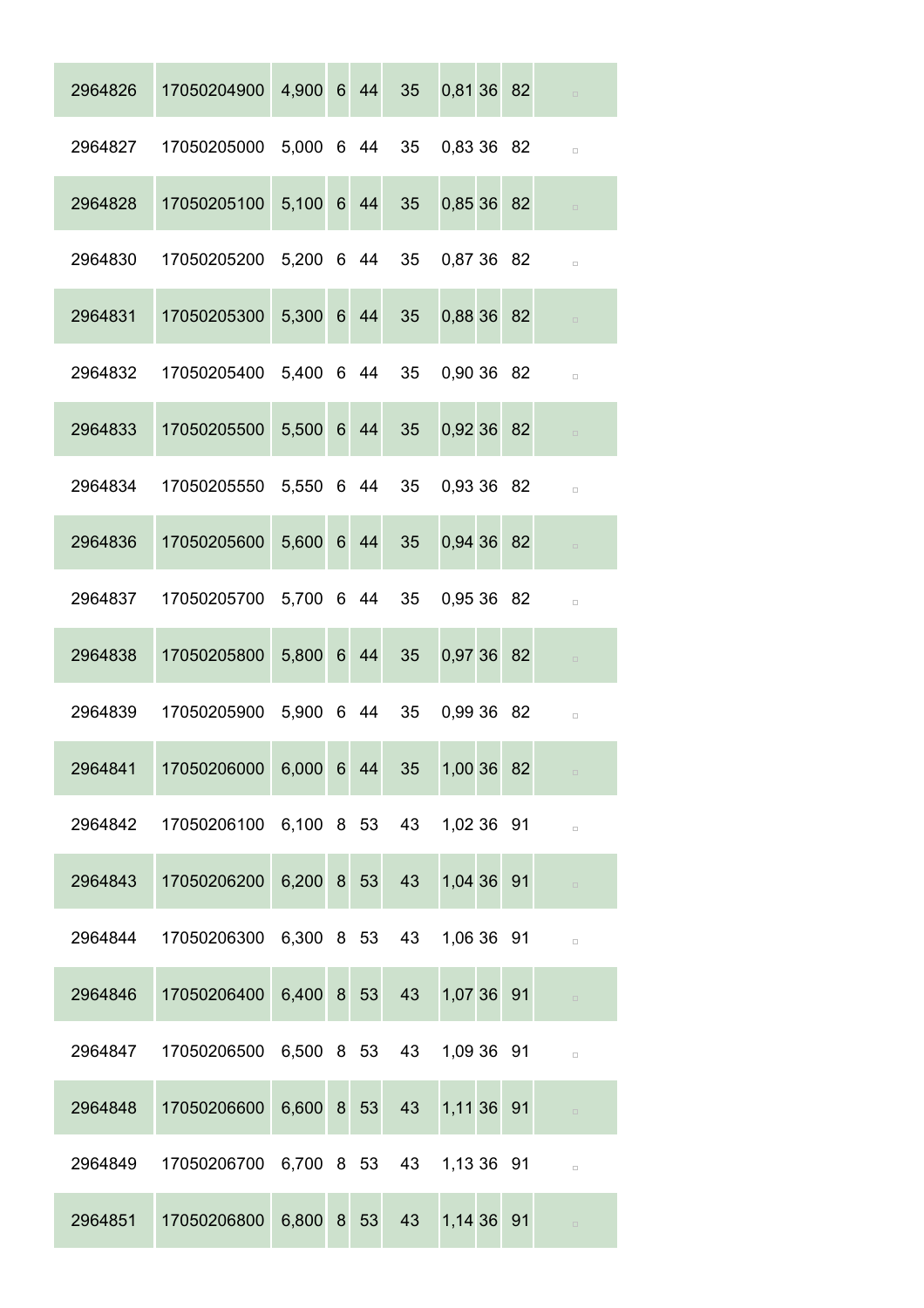| | | | | | | | | | |
|---|---|---|---|---|---|---|---|---|---|
| 2964826 | 17050204900 | 4,900 | 6 | 44 | 35 | 0,81 | 36 | 82 | □ |
| 2964827 | 17050205000 | 5,000 | 6 | 44 | 35 | 0,83 | 36 | 82 | □ |
| 2964828 | 17050205100 | 5,100 | 6 | 44 | 35 | 0,85 | 36 | 82 | □ |
| 2964830 | 17050205200 | 5,200 | 6 | 44 | 35 | 0,87 | 36 | 82 | □ |
| 2964831 | 17050205300 | 5,300 | 6 | 44 | 35 | 0,88 | 36 | 82 | □ |
| 2964832 | 17050205400 | 5,400 | 6 | 44 | 35 | 0,90 | 36 | 82 | □ |
| 2964833 | 17050205500 | 5,500 | 6 | 44 | 35 | 0,92 | 36 | 82 | □ |
| 2964834 | 17050205550 | 5,550 | 6 | 44 | 35 | 0,93 | 36 | 82 | □ |
| 2964836 | 17050205600 | 5,600 | 6 | 44 | 35 | 0,94 | 36 | 82 | □ |
| 2964837 | 17050205700 | 5,700 | 6 | 44 | 35 | 0,95 | 36 | 82 | □ |
| 2964838 | 17050205800 | 5,800 | 6 | 44 | 35 | 0,97 | 36 | 82 | □ |
| 2964839 | 17050205900 | 5,900 | 6 | 44 | 35 | 0,99 | 36 | 82 | □ |
| 2964841 | 17050206000 | 6,000 | 6 | 44 | 35 | 1,00 | 36 | 82 | □ |
| 2964842 | 17050206100 | 6,100 | 8 | 53 | 43 | 1,02 | 36 | 91 | □ |
| 2964843 | 17050206200 | 6,200 | 8 | 53 | 43 | 1,04 | 36 | 91 | □ |
| 2964844 | 17050206300 | 6,300 | 8 | 53 | 43 | 1,06 | 36 | 91 | □ |
| 2964846 | 17050206400 | 6,400 | 8 | 53 | 43 | 1,07 | 36 | 91 | □ |
| 2964847 | 17050206500 | 6,500 | 8 | 53 | 43 | 1,09 | 36 | 91 | □ |
| 2964848 | 17050206600 | 6,600 | 8 | 53 | 43 | 1,11 | 36 | 91 | □ |
| 2964849 | 17050206700 | 6,700 | 8 | 53 | 43 | 1,13 | 36 | 91 | □ |
| 2964851 | 17050206800 | 6,800 | 8 | 53 | 43 | 1,14 | 36 | 91 | □ |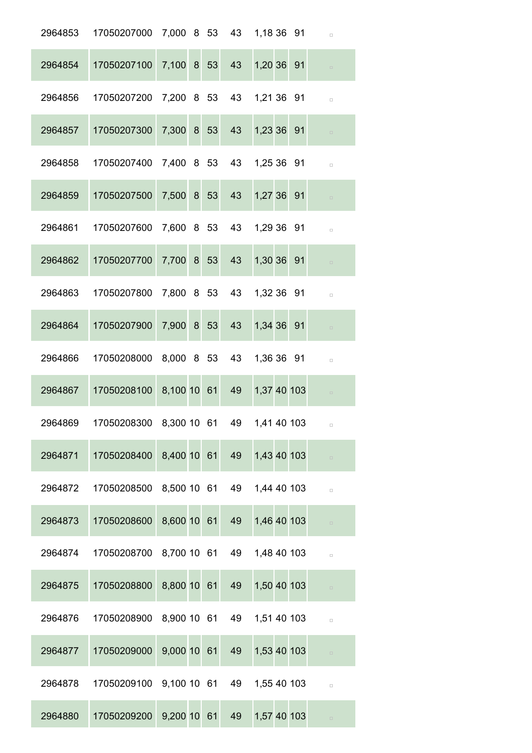| | | | | | | | | | |
|---|---|---|---|---|---|---|---|---|---|
| 2964853 | 17050207000 | 7,000 | 8 | 53 | 43 | 1,18 | 36 | 91 | □ |
| 2964854 | 17050207100 | 7,100 | 8 | 53 | 43 | 1,20 | 36 | 91 | □ |
| 2964856 | 17050207200 | 7,200 | 8 | 53 | 43 | 1,21 | 36 | 91 | □ |
| 2964857 | 17050207300 | 7,300 | 8 | 53 | 43 | 1,23 | 36 | 91 | □ |
| 2964858 | 17050207400 | 7,400 | 8 | 53 | 43 | 1,25 | 36 | 91 | □ |
| 2964859 | 17050207500 | 7,500 | 8 | 53 | 43 | 1,27 | 36 | 91 | □ |
| 2964861 | 17050207600 | 7,600 | 8 | 53 | 43 | 1,29 | 36 | 91 | □ |
| 2964862 | 17050207700 | 7,700 | 8 | 53 | 43 | 1,30 | 36 | 91 | □ |
| 2964863 | 17050207800 | 7,800 | 8 | 53 | 43 | 1,32 | 36 | 91 | □ |
| 2964864 | 17050207900 | 7,900 | 8 | 53 | 43 | 1,34 | 36 | 91 | □ |
| 2964866 | 17050208000 | 8,000 | 8 | 53 | 43 | 1,36 | 36 | 91 | □ |
| 2964867 | 17050208100 | 8,100 | 10 | 61 | 49 | 1,37 | 40 | 103 | □ |
| 2964869 | 17050208300 | 8,300 | 10 | 61 | 49 | 1,41 | 40 | 103 | □ |
| 2964871 | 17050208400 | 8,400 | 10 | 61 | 49 | 1,43 | 40 | 103 | □ |
| 2964872 | 17050208500 | 8,500 | 10 | 61 | 49 | 1,44 | 40 | 103 | □ |
| 2964873 | 17050208600 | 8,600 | 10 | 61 | 49 | 1,46 | 40 | 103 | □ |
| 2964874 | 17050208700 | 8,700 | 10 | 61 | 49 | 1,48 | 40 | 103 | □ |
| 2964875 | 17050208800 | 8,800 | 10 | 61 | 49 | 1,50 | 40 | 103 | □ |
| 2964876 | 17050208900 | 8,900 | 10 | 61 | 49 | 1,51 | 40 | 103 | □ |
| 2964877 | 17050209000 | 9,000 | 10 | 61 | 49 | 1,53 | 40 | 103 | □ |
| 2964878 | 17050209100 | 9,100 | 10 | 61 | 49 | 1,55 | 40 | 103 | □ |
| 2964880 | 17050209200 | 9,200 | 10 | 61 | 49 | 1,57 | 40 | 103 | □ |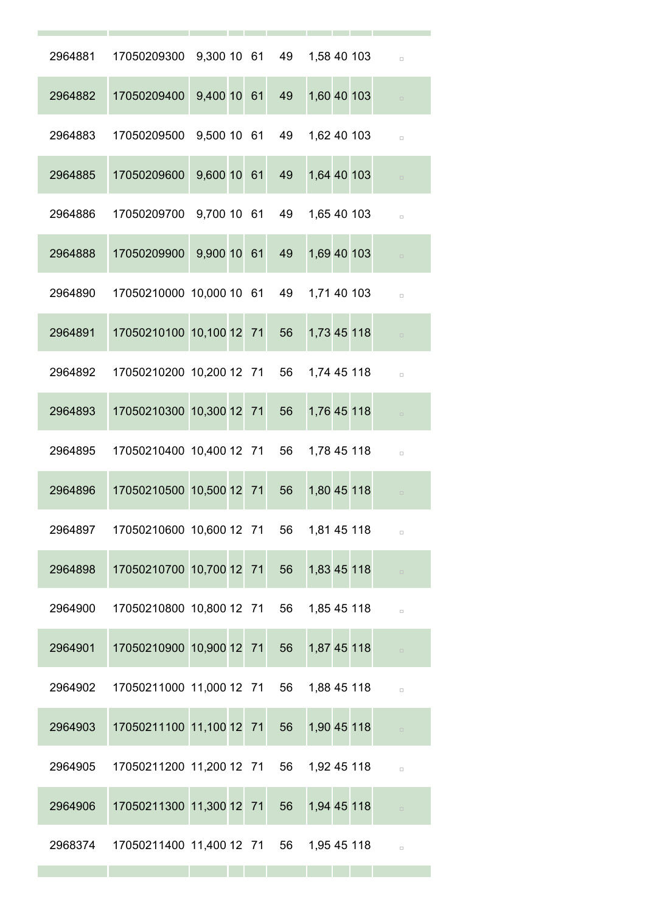| | | | | | | | | | |
|---|---|---|---|---|---|---|---|---|---|
| 2964881 | 17050209300 | 9,300 | 10 | 61 | 49 | 1,58 | 40 | 103 | ▫ |
| 2964882 | 17050209400 | 9,400 | 10 | 61 | 49 | 1,60 | 40 | 103 | ▫ |
| 2964883 | 17050209500 | 9,500 | 10 | 61 | 49 | 1,62 | 40 | 103 | ▫ |
| 2964885 | 17050209600 | 9,600 | 10 | 61 | 49 | 1,64 | 40 | 103 | ▫ |
| 2964886 | 17050209700 | 9,700 | 10 | 61 | 49 | 1,65 | 40 | 103 | ▫ |
| 2964888 | 17050209900 | 9,900 | 10 | 61 | 49 | 1,69 | 40 | 103 | ▫ |
| 2964890 | 17050210000 | 10,000 | 10 | 61 | 49 | 1,71 | 40 | 103 | ▫ |
| 2964891 | 17050210100 | 10,100 | 12 | 71 | 56 | 1,73 | 45 | 118 | ▫ |
| 2964892 | 17050210200 | 10,200 | 12 | 71 | 56 | 1,74 | 45 | 118 | ▫ |
| 2964893 | 17050210300 | 10,300 | 12 | 71 | 56 | 1,76 | 45 | 118 | ▫ |
| 2964895 | 17050210400 | 10,400 | 12 | 71 | 56 | 1,78 | 45 | 118 | ▫ |
| 2964896 | 17050210500 | 10,500 | 12 | 71 | 56 | 1,80 | 45 | 118 | ▫ |
| 2964897 | 17050210600 | 10,600 | 12 | 71 | 56 | 1,81 | 45 | 118 | ▫ |
| 2964898 | 17050210700 | 10,700 | 12 | 71 | 56 | 1,83 | 45 | 118 | ▫ |
| 2964900 | 17050210800 | 10,800 | 12 | 71 | 56 | 1,85 | 45 | 118 | ▫ |
| 2964901 | 17050210900 | 10,900 | 12 | 71 | 56 | 1,87 | 45 | 118 | ▫ |
| 2964902 | 17050211000 | 11,000 | 12 | 71 | 56 | 1,88 | 45 | 118 | ▫ |
| 2964903 | 17050211100 | 11,100 | 12 | 71 | 56 | 1,90 | 45 | 118 | ▫ |
| 2964905 | 17050211200 | 11,200 | 12 | 71 | 56 | 1,92 | 45 | 118 | ▫ |
| 2964906 | 17050211300 | 11,300 | 12 | 71 | 56 | 1,94 | 45 | 118 | ▫ |
| 2968374 | 17050211400 | 11,400 | 12 | 71 | 56 | 1,95 | 45 | 118 | ▫ |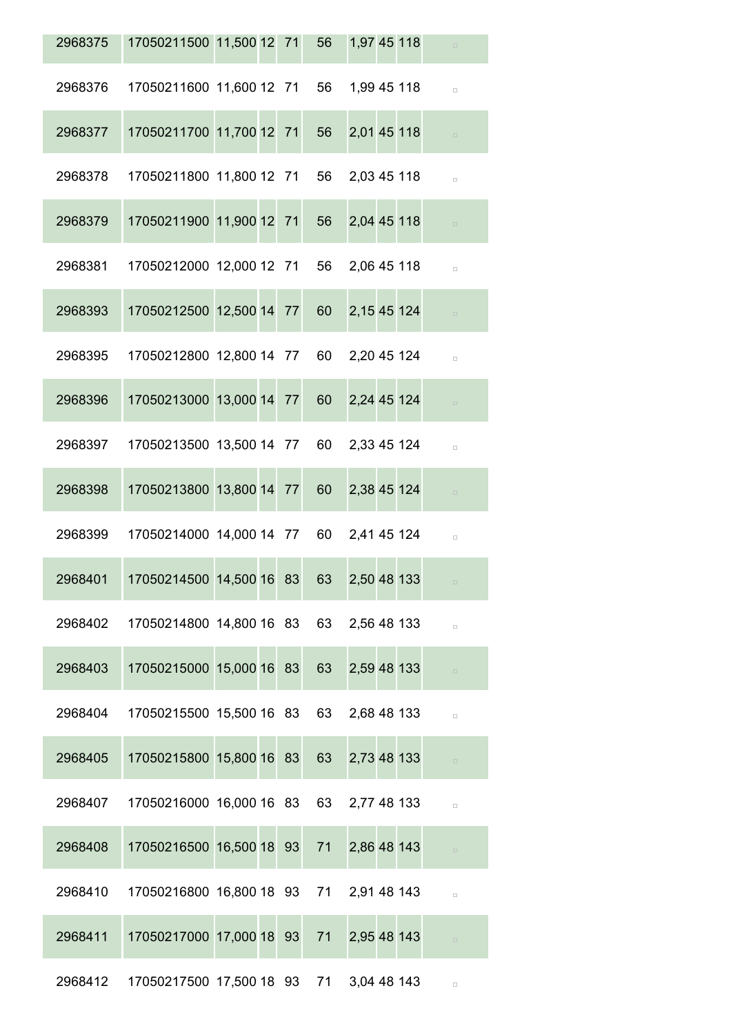| | | | | | | | | | |
|---|---|---|---|---|---|---|---|---|---|
| 2968375 | 17050211500 | 11,500 | 12 | 71 | 56 | 1,97 | 45 | 118 | ▫ |
| 2968376 | 17050211600 | 11,600 | 12 | 71 | 56 | 1,99 | 45 | 118 | ▫ |
| 2968377 | 17050211700 | 11,700 | 12 | 71 | 56 | 2,01 | 45 | 118 | ▫ |
| 2968378 | 17050211800 | 11,800 | 12 | 71 | 56 | 2,03 | 45 | 118 | ▫ |
| 2968379 | 17050211900 | 11,900 | 12 | 71 | 56 | 2,04 | 45 | 118 | ▫ |
| 2968381 | 17050212000 | 12,000 | 12 | 71 | 56 | 2,06 | 45 | 118 | ▫ |
| 2968393 | 17050212500 | 12,500 | 14 | 77 | 60 | 2,15 | 45 | 124 | ▫ |
| 2968395 | 17050212800 | 12,800 | 14 | 77 | 60 | 2,20 | 45 | 124 | ▫ |
| 2968396 | 17050213000 | 13,000 | 14 | 77 | 60 | 2,24 | 45 | 124 | ▫ |
| 2968397 | 17050213500 | 13,500 | 14 | 77 | 60 | 2,33 | 45 | 124 | ▫ |
| 2968398 | 17050213800 | 13,800 | 14 | 77 | 60 | 2,38 | 45 | 124 | ▫ |
| 2968399 | 17050214000 | 14,000 | 14 | 77 | 60 | 2,41 | 45 | 124 | ▫ |
| 2968401 | 17050214500 | 14,500 | 16 | 83 | 63 | 2,50 | 48 | 133 | ▫ |
| 2968402 | 17050214800 | 14,800 | 16 | 83 | 63 | 2,56 | 48 | 133 | ▫ |
| 2968403 | 17050215000 | 15,000 | 16 | 83 | 63 | 2,59 | 48 | 133 | ▫ |
| 2968404 | 17050215500 | 15,500 | 16 | 83 | 63 | 2,68 | 48 | 133 | ▫ |
| 2968405 | 17050215800 | 15,800 | 16 | 83 | 63 | 2,73 | 48 | 133 | ▫ |
| 2968407 | 17050216000 | 16,000 | 16 | 83 | 63 | 2,77 | 48 | 133 | ▫ |
| 2968408 | 17050216500 | 16,500 | 18 | 93 | 71 | 2,86 | 48 | 143 | ▫ |
| 2968410 | 17050216800 | 16,800 | 18 | 93 | 71 | 2,91 | 48 | 143 | ▫ |
| 2968411 | 17050217000 | 17,000 | 18 | 93 | 71 | 2,95 | 48 | 143 | ▫ |
| 2968412 | 17050217500 | 17,500 | 18 | 93 | 71 | 3,04 | 48 | 143 | ▫ |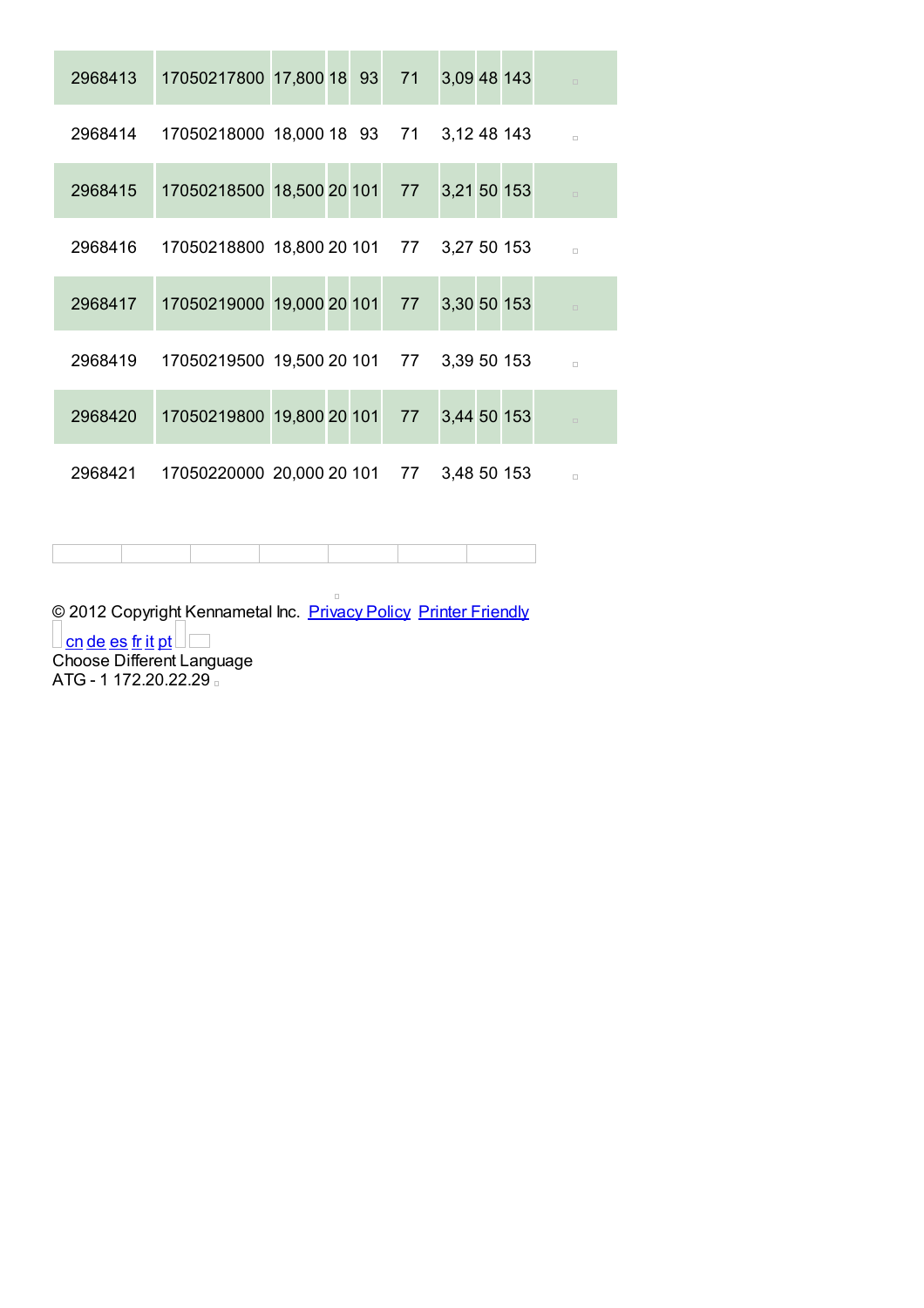| | | | | | | | | | |
|---|---|---|---|---|---|---|---|---|---|
| 2968413 | 17050217800 | 17,800 | 18 | 93 | 71 | 3,09 | 48 | 143 | |
| 2968414 | 17050218000 | 18,000 | 18 | 93 | 71 | 3,12 | 48 | 143 | |
| 2968415 | 17050218500 | 18,500 | 20 | 101 | 77 | 3,21 | 50 | 153 | |
| 2968416 | 17050218800 | 18,800 | 20 | 101 | 77 | 3,27 | 50 | 153 | |
| 2968417 | 17050219000 | 19,000 | 20 | 101 | 77 | 3,30 | 50 | 153 | |
| 2968419 | 17050219500 | 19,500 | 20 | 101 | 77 | 3,39 | 50 | 153 | |
| 2968420 | 17050219800 | 19,800 | 20 | 101 | 77 | 3,44 | 50 | 153 | |
| 2968421 | 17050220000 | 20,000 | 20 | 101 | 77 | 3,48 | 50 | 153 | |

© 2012 Copyright Kennametal Inc. Privacy Policy Printer Friendly

cn de es fr it pt

Choose Different Language

ATG - 1 172.20.22.29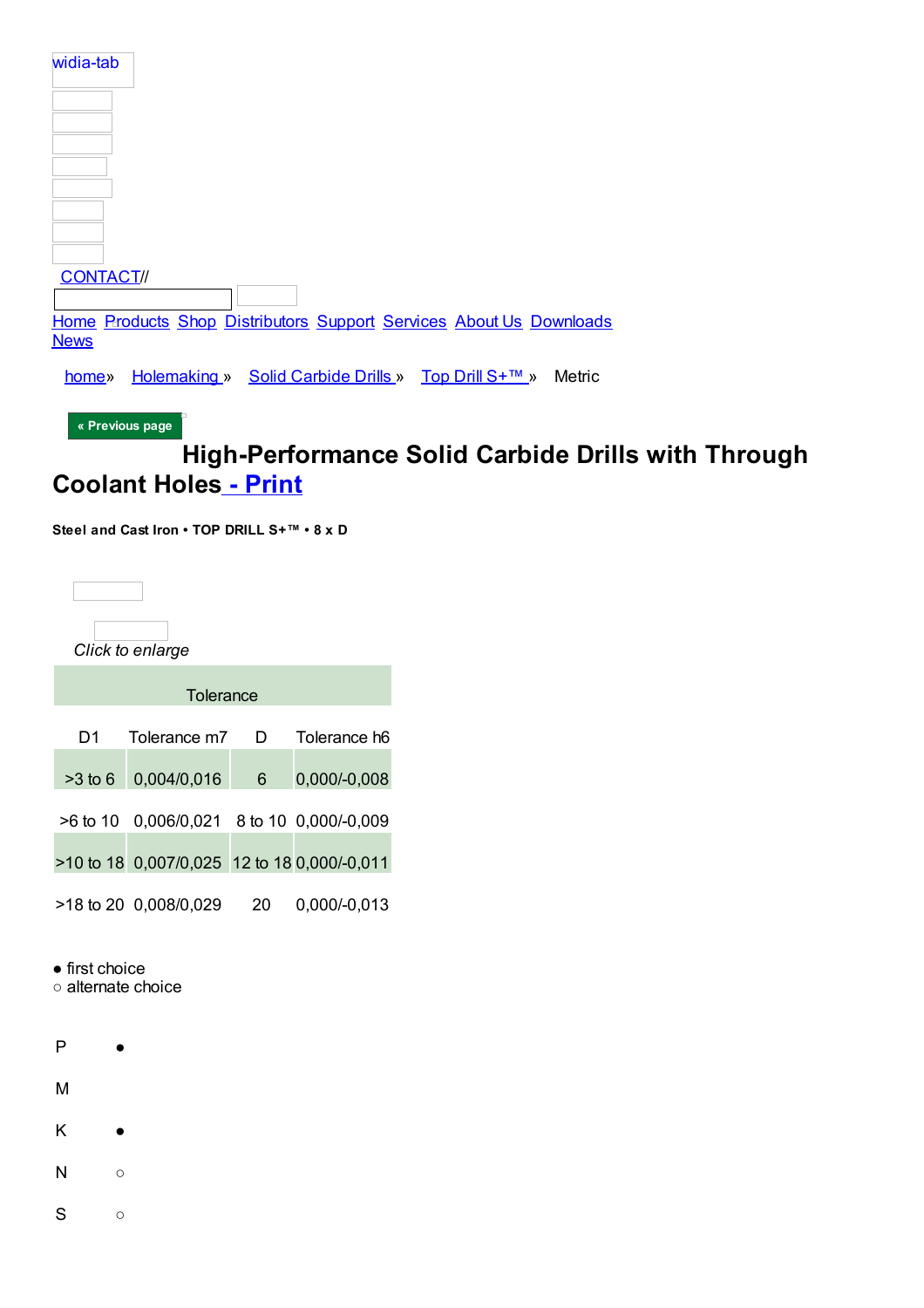widia-tab

CONTACT//

Home Products Shop Distributors Support Services About Us Downloads News

home» Holemaking » Solid Carbide Drills » Top Drill S+™ » Metric

« Previous page

# High-Performance Solid Carbide Drills with Through Coolant Holes - Print

**Steel and Cast Iron • TOP DRILL S+™ • 8 x D**

*Click to enlarge*

| Tolerance | | | |
|---|---|---|---|
| D1 | Tolerance m7 | D | Tolerance h6 |
| >3 to 6 | 0,004/0,016 | 6 | 0,000/-0,008 |
| >6 to 10 | 0,006/0,021 | 8 to 10 | 0,000/-0,009 |
| >10 to 18 | 0,007/0,025 | 12 to 18 | 0,000/-0,011 |
| >18 to 20 | 0,008/0,029 | 20 | 0,000/-0,013 |

● first choice
○ alternate choice

| | |
|---|---|
| P | ● |
| M | |
| K | ● |
| N | ○ |
| S | ○ |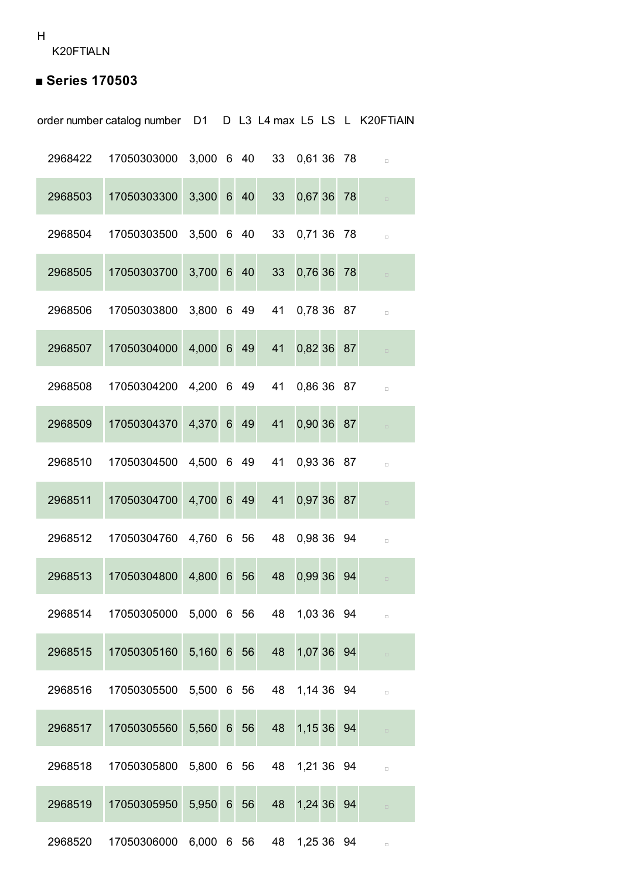H
K20FTIALN

## ■ Series 170503

| order number | catalog number | D1 | D | L3 | L4 max | L5 | LS | L | K20FTiAlN |
|---|---|---|---|---|---|---|---|---|---|
| 2968422 | 17050303000 | 3,000 | 6 | 40 | 33 | 0,61 | 36 | 78 | ▫ |
| 2968503 | 17050303300 | 3,300 | 6 | 40 | 33 | 0,67 | 36 | 78 | ▫ |
| 2968504 | 17050303500 | 3,500 | 6 | 40 | 33 | 0,71 | 36 | 78 | ▫ |
| 2968505 | 17050303700 | 3,700 | 6 | 40 | 33 | 0,76 | 36 | 78 | ▫ |
| 2968506 | 17050303800 | 3,800 | 6 | 49 | 41 | 0,78 | 36 | 87 | ▫ |
| 2968507 | 17050304000 | 4,000 | 6 | 49 | 41 | 0,82 | 36 | 87 | ▫ |
| 2968508 | 17050304200 | 4,200 | 6 | 49 | 41 | 0,86 | 36 | 87 | ▫ |
| 2968509 | 17050304370 | 4,370 | 6 | 49 | 41 | 0,90 | 36 | 87 | ▫ |
| 2968510 | 17050304500 | 4,500 | 6 | 49 | 41 | 0,93 | 36 | 87 | ▫ |
| 2968511 | 17050304700 | 4,700 | 6 | 49 | 41 | 0,97 | 36 | 87 | ▫ |
| 2968512 | 17050304760 | 4,760 | 6 | 56 | 48 | 0,98 | 36 | 94 | ▫ |
| 2968513 | 17050304800 | 4,800 | 6 | 56 | 48 | 0,99 | 36 | 94 | ▫ |
| 2968514 | 17050305000 | 5,000 | 6 | 56 | 48 | 1,03 | 36 | 94 | ▫ |
| 2968515 | 17050305160 | 5,160 | 6 | 56 | 48 | 1,07 | 36 | 94 | ▫ |
| 2968516 | 17050305500 | 5,500 | 6 | 56 | 48 | 1,14 | 36 | 94 | ▫ |
| 2968517 | 17050305560 | 5,560 | 6 | 56 | 48 | 1,15 | 36 | 94 | ▫ |
| 2968518 | 17050305800 | 5,800 | 6 | 56 | 48 | 1,21 | 36 | 94 | ▫ |
| 2968519 | 17050305950 | 5,950 | 6 | 56 | 48 | 1,24 | 36 | 94 | ▫ |
| 2968520 | 17050306000 | 6,000 | 6 | 56 | 48 | 1,25 | 36 | 94 | ▫ |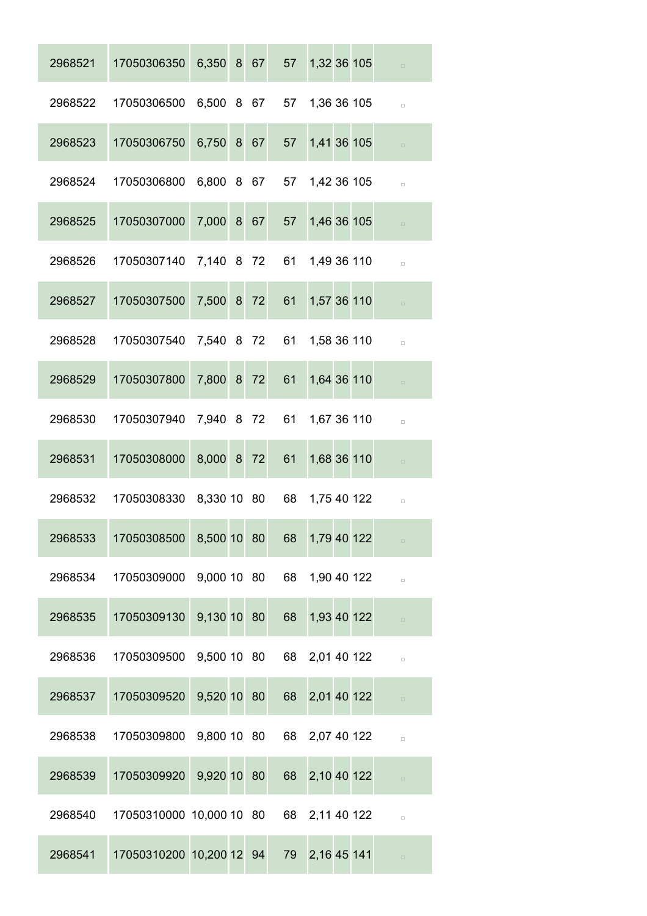| | | | | | | | | | |
|---|---|---|---|---|---|---|---|---|---|
| 2968521 | 17050306350 | 6,350 | 8 | 67 | 57 | 1,32 | 36 | 105 | □ |
| 2968522 | 17050306500 | 6,500 | 8 | 67 | 57 | 1,36 | 36 | 105 | □ |
| 2968523 | 17050306750 | 6,750 | 8 | 67 | 57 | 1,41 | 36 | 105 | □ |
| 2968524 | 17050306800 | 6,800 | 8 | 67 | 57 | 1,42 | 36 | 105 | □ |
| 2968525 | 17050307000 | 7,000 | 8 | 67 | 57 | 1,46 | 36 | 105 | □ |
| 2968526 | 17050307140 | 7,140 | 8 | 72 | 61 | 1,49 | 36 | 110 | □ |
| 2968527 | 17050307500 | 7,500 | 8 | 72 | 61 | 1,57 | 36 | 110 | □ |
| 2968528 | 17050307540 | 7,540 | 8 | 72 | 61 | 1,58 | 36 | 110 | □ |
| 2968529 | 17050307800 | 7,800 | 8 | 72 | 61 | 1,64 | 36 | 110 | □ |
| 2968530 | 17050307940 | 7,940 | 8 | 72 | 61 | 1,67 | 36 | 110 | □ |
| 2968531 | 17050308000 | 8,000 | 8 | 72 | 61 | 1,68 | 36 | 110 | □ |
| 2968532 | 17050308330 | 8,330 | 10 | 80 | 68 | 1,75 | 40 | 122 | □ |
| 2968533 | 17050308500 | 8,500 | 10 | 80 | 68 | 1,79 | 40 | 122 | □ |
| 2968534 | 17050309000 | 9,000 | 10 | 80 | 68 | 1,90 | 40 | 122 | □ |
| 2968535 | 17050309130 | 9,130 | 10 | 80 | 68 | 1,93 | 40 | 122 | □ |
| 2968536 | 17050309500 | 9,500 | 10 | 80 | 68 | 2,01 | 40 | 122 | □ |
| 2968537 | 17050309520 | 9,520 | 10 | 80 | 68 | 2,01 | 40 | 122 | □ |
| 2968538 | 17050309800 | 9,800 | 10 | 80 | 68 | 2,07 | 40 | 122 | □ |
| 2968539 | 17050309920 | 9,920 | 10 | 80 | 68 | 2,10 | 40 | 122 | □ |
| 2968540 | 17050310000 | 10,000 | 10 | 80 | 68 | 2,11 | 40 | 122 | □ |
| 2968541 | 17050310200 | 10,200 | 12 | 94 | 79 | 2,16 | 45 | 141 | □ |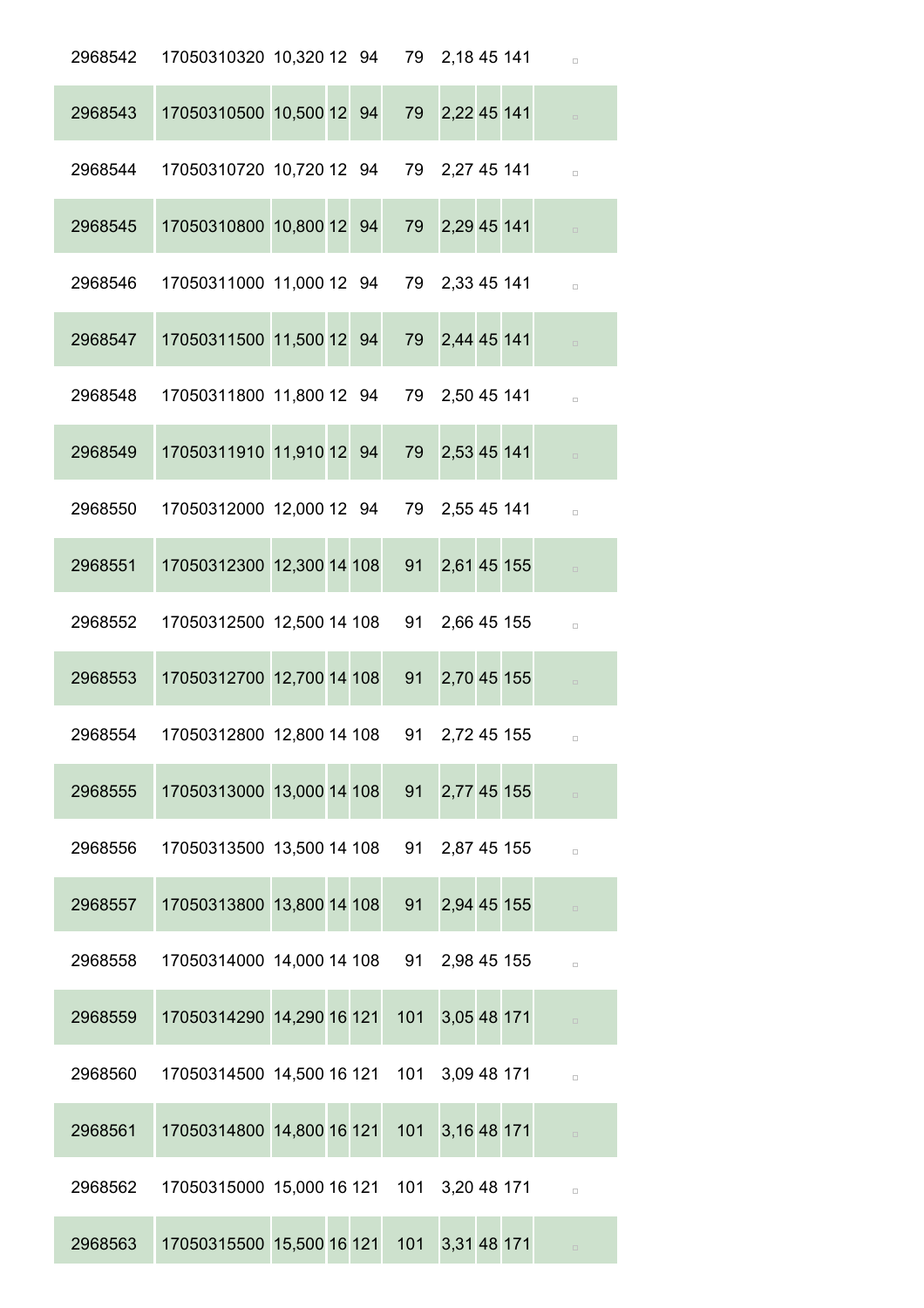| | | | | | | | | | |
|---|---|---|---|---|---|---|---|---|---|
| 2968542 | 17050310320 | 10,320 | 12 | 94 | 79 | 2,18 | 45 | 141 | □ |
| 2968543 | 17050310500 | 10,500 | 12 | 94 | 79 | 2,22 | 45 | 141 | □ |
| 2968544 | 17050310720 | 10,720 | 12 | 94 | 79 | 2,27 | 45 | 141 | □ |
| 2968545 | 17050310800 | 10,800 | 12 | 94 | 79 | 2,29 | 45 | 141 | □ |
| 2968546 | 17050311000 | 11,000 | 12 | 94 | 79 | 2,33 | 45 | 141 | □ |
| 2968547 | 17050311500 | 11,500 | 12 | 94 | 79 | 2,44 | 45 | 141 | □ |
| 2968548 | 17050311800 | 11,800 | 12 | 94 | 79 | 2,50 | 45 | 141 | □ |
| 2968549 | 17050311910 | 11,910 | 12 | 94 | 79 | 2,53 | 45 | 141 | □ |
| 2968550 | 17050312000 | 12,000 | 12 | 94 | 79 | 2,55 | 45 | 141 | □ |
| 2968551 | 17050312300 | 12,300 | 14 | 108 | 91 | 2,61 | 45 | 155 | □ |
| 2968552 | 17050312500 | 12,500 | 14 | 108 | 91 | 2,66 | 45 | 155 | □ |
| 2968553 | 17050312700 | 12,700 | 14 | 108 | 91 | 2,70 | 45 | 155 | □ |
| 2968554 | 17050312800 | 12,800 | 14 | 108 | 91 | 2,72 | 45 | 155 | □ |
| 2968555 | 17050313000 | 13,000 | 14 | 108 | 91 | 2,77 | 45 | 155 | □ |
| 2968556 | 17050313500 | 13,500 | 14 | 108 | 91 | 2,87 | 45 | 155 | □ |
| 2968557 | 17050313800 | 13,800 | 14 | 108 | 91 | 2,94 | 45 | 155 | □ |
| 2968558 | 17050314000 | 14,000 | 14 | 108 | 91 | 2,98 | 45 | 155 | □ |
| 2968559 | 17050314290 | 14,290 | 16 | 121 | 101 | 3,05 | 48 | 171 | □ |
| 2968560 | 17050314500 | 14,500 | 16 | 121 | 101 | 3,09 | 48 | 171 | □ |
| 2968561 | 17050314800 | 14,800 | 16 | 121 | 101 | 3,16 | 48 | 171 | □ |
| 2968562 | 17050315000 | 15,000 | 16 | 121 | 101 | 3,20 | 48 | 171 | □ |
| 2968563 | 17050315500 | 15,500 | 16 | 121 | 101 | 3,31 | 48 | 171 | □ |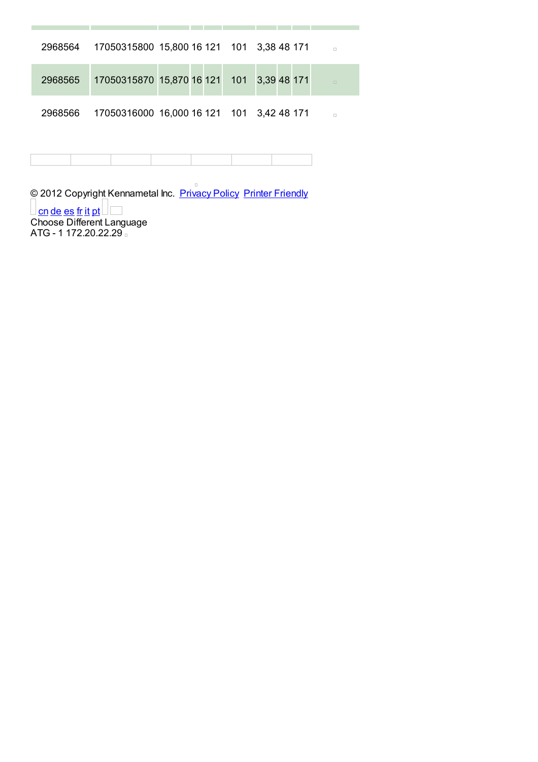| | | | | | | | | | |
|---|---|---|---|---|---|---|---|---|---|
| 2968564 | 17050315800 | 15,800 | 16 | 121 | 101 | 3,38 | 48 | 171 | |
| 2968565 | 17050315870 | 15,870 | 16 | 121 | 101 | 3,39 | 48 | 171 | |
| 2968566 | 17050316000 | 16,000 | 16 | 121 | 101 | 3,42 | 48 | 171 | |

© 2012 Copyright Kennametal Inc. Privacy Policy Printer Friendly

cn de es fr it pt

Choose Different Language

ATG - 1 172.20.22.29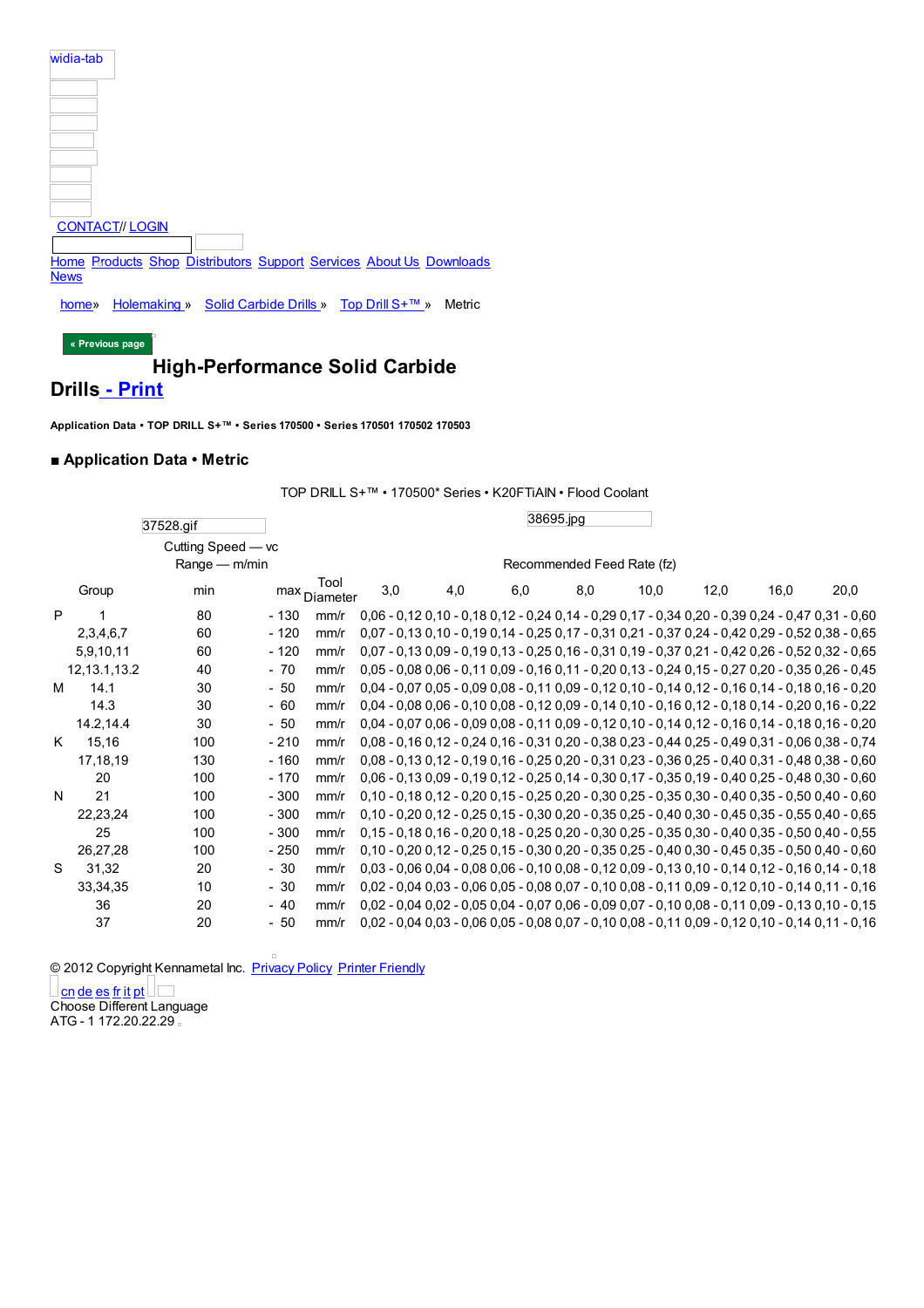widia-tab

CONTACT// LOGIN

Home Products Shop Distributors Support Services About Us Downloads News

home» Holemaking » Solid Carbide Drills » Top Drill S+™ » Metric

« Previous page

# High-Performance Solid Carbide Drills - Print

**Application Data • TOP DRILL S+™ • Series 170500 • Series 170501 170502 170503**

## ■ Application Data • Metric

TOP DRILL S+™ • 170500* Series • K20FTiAlN • Flood Coolant

37528.gif

38695.jpg

| | Group | Cutting Speed — vc Range — m/min min | | max | Tool Diameter | Recommended Feed Rate (fz) 3,0 | 4,0 | 6,0 | 8,0 | 10,0 | 12,0 | 16,0 | 20,0 |
|---|---|---|---|---|---|---|---|---|---|---|---|---|---|
| P | 1 | 80 | - | 130 | mm/r | 0,06 - 0,12 | 0,10 - 0,18 | 0,12 - 0,24 | 0,14 - 0,29 | 0,17 - 0,34 | 0,20 - 0,39 | 0,24 - 0,47 | 0,31 - 0,60 |
| | 2,3,4,6,7 | 60 | - | 120 | mm/r | 0,07 - 0,13 | 0,10 - 0,19 | 0,14 - 0,25 | 0,17 - 0,31 | 0,21 - 0,37 | 0,24 - 0,42 | 0,29 - 0,52 | 0,38 - 0,65 |
| | 5,9,10,11 | 60 | - | 120 | mm/r | 0,07 - 0,13 | 0,09 - 0,19 | 0,13 - 0,25 | 0,16 - 0,31 | 0,19 - 0,37 | 0,21 - 0,42 | 0,26 - 0,52 | 0,32 - 0,65 |
| | 12,13.1,13.2 | 40 | - | 70 | mm/r | 0,05 - 0,08 | 0,06 - 0,11 | 0,09 - 0,16 | 0,11 - 0,20 | 0,13 - 0,24 | 0,15 - 0,27 | 0,20 - 0,35 | 0,26 - 0,45 |
| M | 14.1 | 30 | - | 50 | mm/r | 0,04 - 0,07 | 0,05 - 0,09 | 0,08 - 0,11 | 0,09 - 0,12 | 0,10 - 0,14 | 0,12 - 0,16 | 0,14 - 0,18 | 0,16 - 0,20 |
| | 14.3 | 30 | - | 60 | mm/r | 0,04 - 0,08 | 0,06 - 0,10 | 0,08 - 0,12 | 0,09 - 0,14 | 0,10 - 0,16 | 0,12 - 0,18 | 0,14 - 0,20 | 0,16 - 0,22 |
| | 14.2,14.4 | 30 | - | 50 | mm/r | 0,04 - 0,07 | 0,06 - 0,09 | 0,08 - 0,11 | 0,09 - 0,12 | 0,10 - 0,14 | 0,12 - 0,16 | 0,14 - 0,18 | 0,16 - 0,20 |
| K | 15,16 | 100 | - | 210 | mm/r | 0,08 - 0,16 | 0,12 - 0,24 | 0,16 - 0,31 | 0,20 - 0,38 | 0,23 - 0,44 | 0,25 - 0,49 | 0,31 - 0,06 | 0,38 - 0,74 |
| | 17,18,19 | 130 | - | 160 | mm/r | 0,08 - 0,13 | 0,12 - 0,19 | 0,16 - 0,25 | 0,20 - 0,31 | 0,23 - 0,36 | 0,25 - 0,40 | 0,31 - 0,48 | 0,38 - 0,60 |
| | 20 | 100 | - | 170 | mm/r | 0,06 - 0,13 | 0,09 - 0,19 | 0,12 - 0,25 | 0,14 - 0,30 | 0,17 - 0,35 | 0,19 - 0,40 | 0,25 - 0,48 | 0,30 - 0,60 |
| N | 21 | 100 | - | 300 | mm/r | 0,10 - 0,18 | 0,12 - 0,20 | 0,15 - 0,25 | 0,20 - 0,30 | 0,25 - 0,35 | 0,30 - 0,40 | 0,35 - 0,50 | 0,40 - 0,60 |
| | 22,23,24 | 100 | - | 300 | mm/r | 0,10 - 0,20 | 0,12 - 0,25 | 0,15 - 0,30 | 0,20 - 0,35 | 0,25 - 0,40 | 0,30 - 0,45 | 0,35 - 0,55 | 0,40 - 0,65 |
| | 25 | 100 | - | 300 | mm/r | 0,15 - 0,18 | 0,16 - 0,20 | 0,18 - 0,25 | 0,20 - 0,30 | 0,25 - 0,35 | 0,30 - 0,40 | 0,35 - 0,50 | 0,40 - 0,55 |
| | 26,27,28 | 100 | - | 250 | mm/r | 0,10 - 0,20 | 0,12 - 0,25 | 0,15 - 0,30 | 0,20 - 0,35 | 0,25 - 0,40 | 0,30 - 0,45 | 0,35 - 0,50 | 0,40 - 0,60 |
| S | 31,32 | 20 | - | 30 | mm/r | 0,03 - 0,06 | 0,04 - 0,08 | 0,06 - 0,10 | 0,08 - 0,12 | 0,09 - 0,13 | 0,10 - 0,14 | 0,12 - 0,16 | 0,14 - 0,18 |
| | 33,34,35 | 10 | - | 30 | mm/r | 0,02 - 0,04 | 0,03 - 0,06 | 0,05 - 0,08 | 0,07 - 0,10 | 0,08 - 0,11 | 0,09 - 0,12 | 0,10 - 0,14 | 0,11 - 0,16 |
| | 36 | 20 | - | 40 | mm/r | 0,02 - 0,04 | 0,02 - 0,05 | 0,04 - 0,07 | 0,06 - 0,09 | 0,07 - 0,10 | 0,08 - 0,11 | 0,09 - 0,13 | 0,10 - 0,15 |
| | 37 | 20 | - | 50 | mm/r | 0,02 - 0,04 | 0,03 - 0,06 | 0,05 - 0,08 | 0,07 - 0,10 | 0,08 - 0,11 | 0,09 - 0,12 | 0,10 - 0,14 | 0,11 - 0,16 |

© 2012 Copyright Kennametal Inc. Privacy Policy Printer Friendly

cn de es fr it pt

Choose Different Language

ATG - 1 172.20.22.29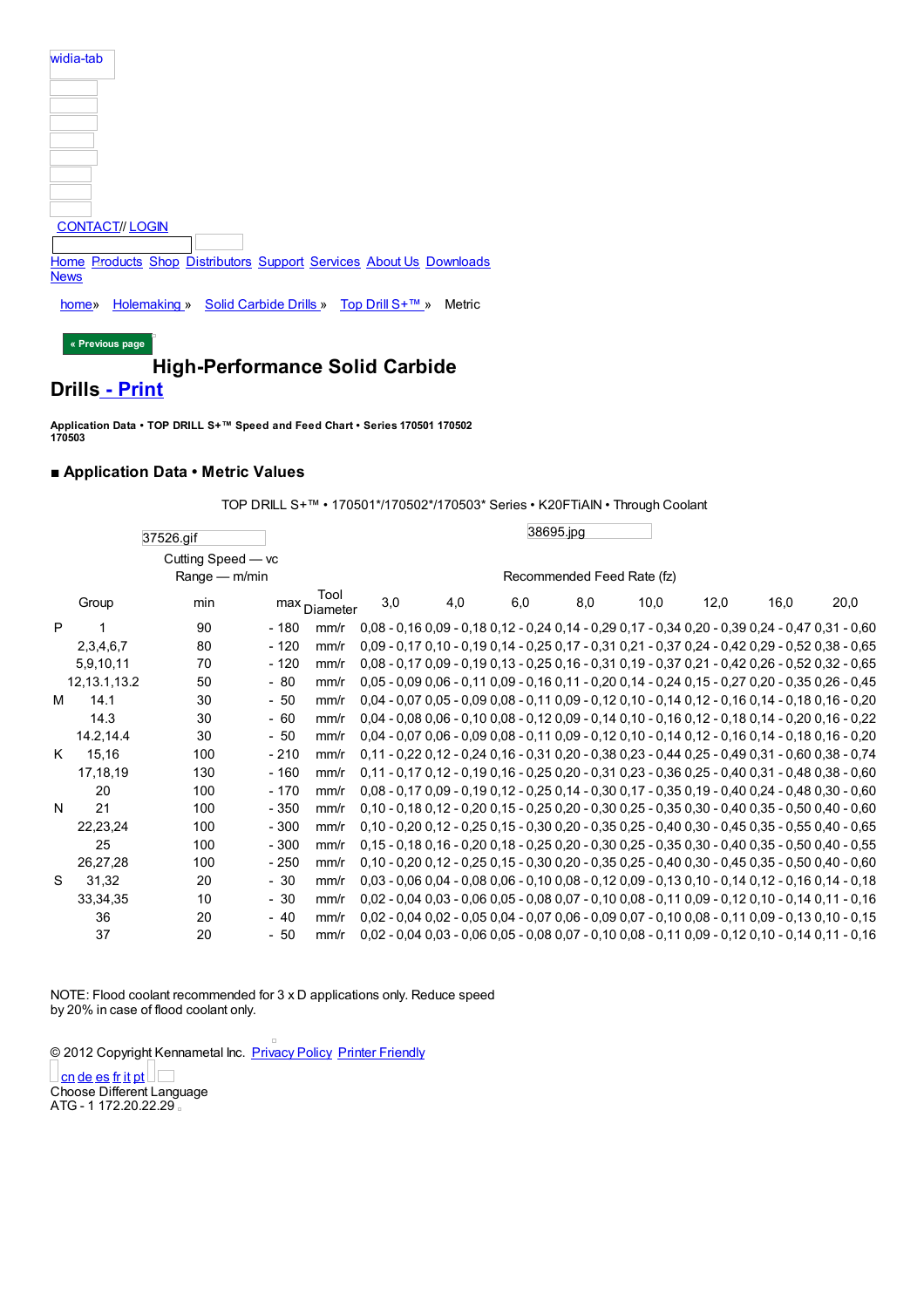widia-tab

CONTACT// LOGIN

Home Products Shop Distributors Support Services About Us Downloads News

home» Holemaking » Solid Carbide Drills » Top Drill S+™ » Metric

« Previous page

# High-Performance Solid Carbide Drills - Print

**Application Data • TOP DRILL S+™ Speed and Feed Chart • Series 170501 170502 170503**

## ■ Application Data • Metric Values

TOP DRILL S+™ • 170501*/170502*/170503* Series • K20FTiAlN • Through Coolant

37526.gif

38695.jpg

| | Group | Cutting Speed — vc Range — m/min min | max | Tool Diameter | Recommended Feed Rate (fz) 3,0 | 4,0 | 6,0 | 8,0 | 10,0 | 12,0 | 16,0 | 20,0 |
|---|---|---|---|---|---|---|---|---|---|---|---|---|
| P | 1 | 90 | - 180 | mm/r | 0,08 - 0,16 | 0,09 - 0,18 | 0,12 - 0,24 | 0,14 - 0,29 | 0,17 - 0,34 | 0,20 - 0,39 | 0,24 - 0,47 | 0,31 - 0,60 |
| | 2,3,4,6,7 | 80 | - 120 | mm/r | 0,09 - 0,17 | 0,10 - 0,19 | 0,14 - 0,25 | 0,17 - 0,31 | 0,21 - 0,37 | 0,24 - 0,42 | 0,29 - 0,52 | 0,38 - 0,65 |
| | 5,9,10,11 | 70 | - 120 | mm/r | 0,08 - 0,17 | 0,09 - 0,19 | 0,13 - 0,25 | 0,16 - 0,31 | 0,19 - 0,37 | 0,21 - 0,42 | 0,26 - 0,52 | 0,32 - 0,65 |
| | 12,13.1,13.2 | 50 | - 80 | mm/r | 0,05 - 0,09 | 0,06 - 0,11 | 0,09 - 0,16 | 0,11 - 0,20 | 0,14 - 0,24 | 0,15 - 0,27 | 0,20 - 0,35 | 0,26 - 0,45 |
| M | 14.1 | 30 | - 50 | mm/r | 0,04 - 0,07 | 0,05 - 0,09 | 0,08 - 0,11 | 0,09 - 0,12 | 0,10 - 0,14 | 0,12 - 0,16 | 0,14 - 0,18 | 0,16 - 0,20 |
| | 14.3 | 30 | - 60 | mm/r | 0,04 - 0,08 | 0,06 - 0,10 | 0,08 - 0,12 | 0,09 - 0,14 | 0,10 - 0,16 | 0,12 - 0,18 | 0,14 - 0,20 | 0,16 - 0,22 |
| | 14.2,14.4 | 30 | - 50 | mm/r | 0,04 - 0,07 | 0,06 - 0,09 | 0,08 - 0,11 | 0,09 - 0,12 | 0,10 - 0,14 | 0,12 - 0,16 | 0,14 - 0,18 | 0,16 - 0,20 |
| K | 15,16 | 100 | - 210 | mm/r | 0,11 - 0,22 | 0,12 - 0,24 | 0,16 - 0,31 | 0,20 - 0,38 | 0,23 - 0,44 | 0,25 - 0,49 | 0,31 - 0,60 | 0,38 - 0,74 |
| | 17,18,19 | 130 | - 160 | mm/r | 0,11 - 0,17 | 0,12 - 0,19 | 0,16 - 0,25 | 0,20 - 0,31 | 0,23 - 0,36 | 0,25 - 0,40 | 0,31 - 0,48 | 0,38 - 0,60 |
| | 20 | 100 | - 170 | mm/r | 0,08 - 0,17 | 0,09 - 0,19 | 0,12 - 0,25 | 0,14 - 0,30 | 0,17 - 0,35 | 0,19 - 0,40 | 0,24 - 0,48 | 0,30 - 0,60 |
| N | 21 | 100 | - 350 | mm/r | 0,10 - 0,18 | 0,12 - 0,20 | 0,15 - 0,25 | 0,20 - 0,30 | 0,25 - 0,35 | 0,30 - 0,40 | 0,35 - 0,50 | 0,40 - 0,60 |
| | 22,23,24 | 100 | - 300 | mm/r | 0,10 - 0,20 | 0,12 - 0,25 | 0,15 - 0,30 | 0,20 - 0,35 | 0,25 - 0,40 | 0,30 - 0,45 | 0,35 - 0,55 | 0,40 - 0,65 |
| | 25 | 100 | - 300 | mm/r | 0,15 - 0,18 | 0,16 - 0,20 | 0,18 - 0,25 | 0,20 - 0,30 | 0,25 - 0,35 | 0,30 - 0,40 | 0,35 - 0,50 | 0,40 - 0,55 |
| | 26,27,28 | 100 | - 250 | mm/r | 0,10 - 0,20 | 0,12 - 0,25 | 0,15 - 0,30 | 0,20 - 0,35 | 0,25 - 0,40 | 0,30 - 0,45 | 0,35 - 0,50 | 0,40 - 0,60 |
| S | 31,32 | 20 | - 30 | mm/r | 0,03 - 0,06 | 0,04 - 0,08 | 0,06 - 0,10 | 0,08 - 0,12 | 0,09 - 0,13 | 0,10 - 0,14 | 0,12 - 0,16 | 0,14 - 0,18 |
| | 33,34,35 | 10 | - 30 | mm/r | 0,02 - 0,04 | 0,03 - 0,06 | 0,05 - 0,08 | 0,07 - 0,10 | 0,08 - 0,11 | 0,09 - 0,12 | 0,10 - 0,14 | 0,11 - 0,16 |
| | 36 | 20 | - 40 | mm/r | 0,02 - 0,04 | 0,02 - 0,05 | 0,04 - 0,07 | 0,06 - 0,09 | 0,07 - 0,10 | 0,08 - 0,11 | 0,09 - 0,13 | 0,10 - 0,15 |
| | 37 | 20 | - 50 | mm/r | 0,02 - 0,04 | 0,03 - 0,06 | 0,05 - 0,08 | 0,07 - 0,10 | 0,08 - 0,11 | 0,09 - 0,12 | 0,10 - 0,14 | 0,11 - 0,16 |

NOTE: Flood coolant recommended for 3 x D applications only. Reduce speed by 20% in case of flood coolant only.

© 2012 Copyright Kennametal Inc. Privacy Policy Printer Friendly

cn de es fr it pt

Choose Different Language

ATG - 1 172.20.22.29